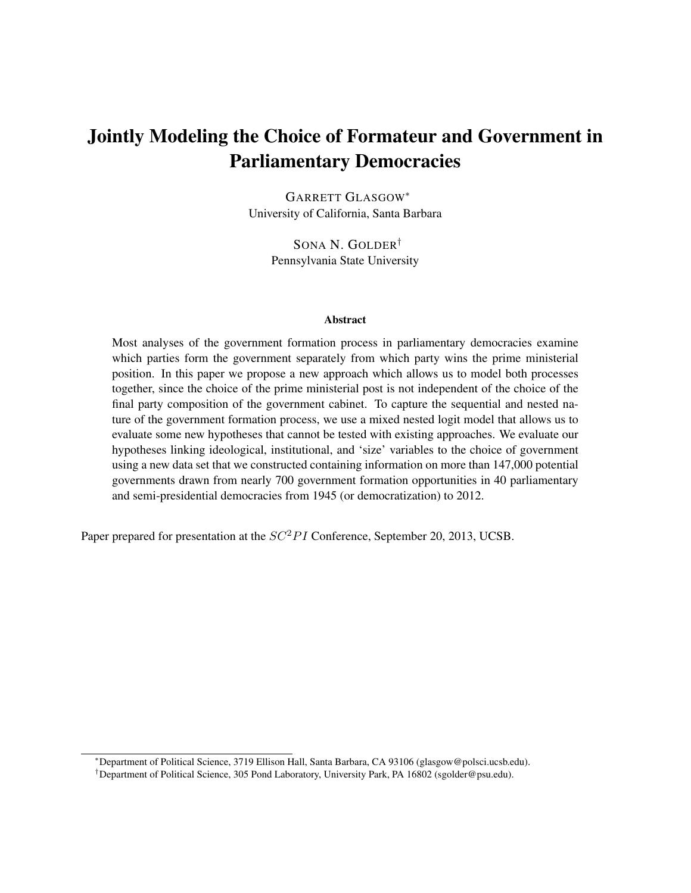# Jointly Modeling the Choice of Formateur and Government in Parliamentary Democracies

GARRETT GLASGOW[*]
University of California, Santa Barbara

SONA N. GOLDER[†]
Pennsylvania State University

### Abstract

Most analyses of the government formation process in parliamentary democracies examine which parties form the government separately from which party wins the prime ministerial position. In this paper we propose a new approach which allows us to model both processes together, since the choice of the prime ministerial post is not independent of the choice of the final party composition of the government cabinet. To capture the sequential and nested nature of the government formation process, we use a mixed nested logit model that allows us to evaluate some new hypotheses that cannot be tested with existing approaches. We evaluate our hypotheses linking ideological, institutional, and 'size' variables to the choice of government using a new data set that we constructed containing information on more than 147,000 potential governments drawn from nearly 700 government formation opportunities in 40 parliamentary and semi-presidential democracies from 1945 (or democratization) to 2012.

Paper prepared for presentation at the $SC^2PI$ Conference, September 20, 2013, UCSB.

[*] Department of Political Science, 3719 Ellison Hall, Santa Barbara, CA 93106 (glasgow@polsci.ucsb.edu).

[†] Department of Political Science, 305 Pond Laboratory, University Park, PA 16802 (sgolder@psu.edu).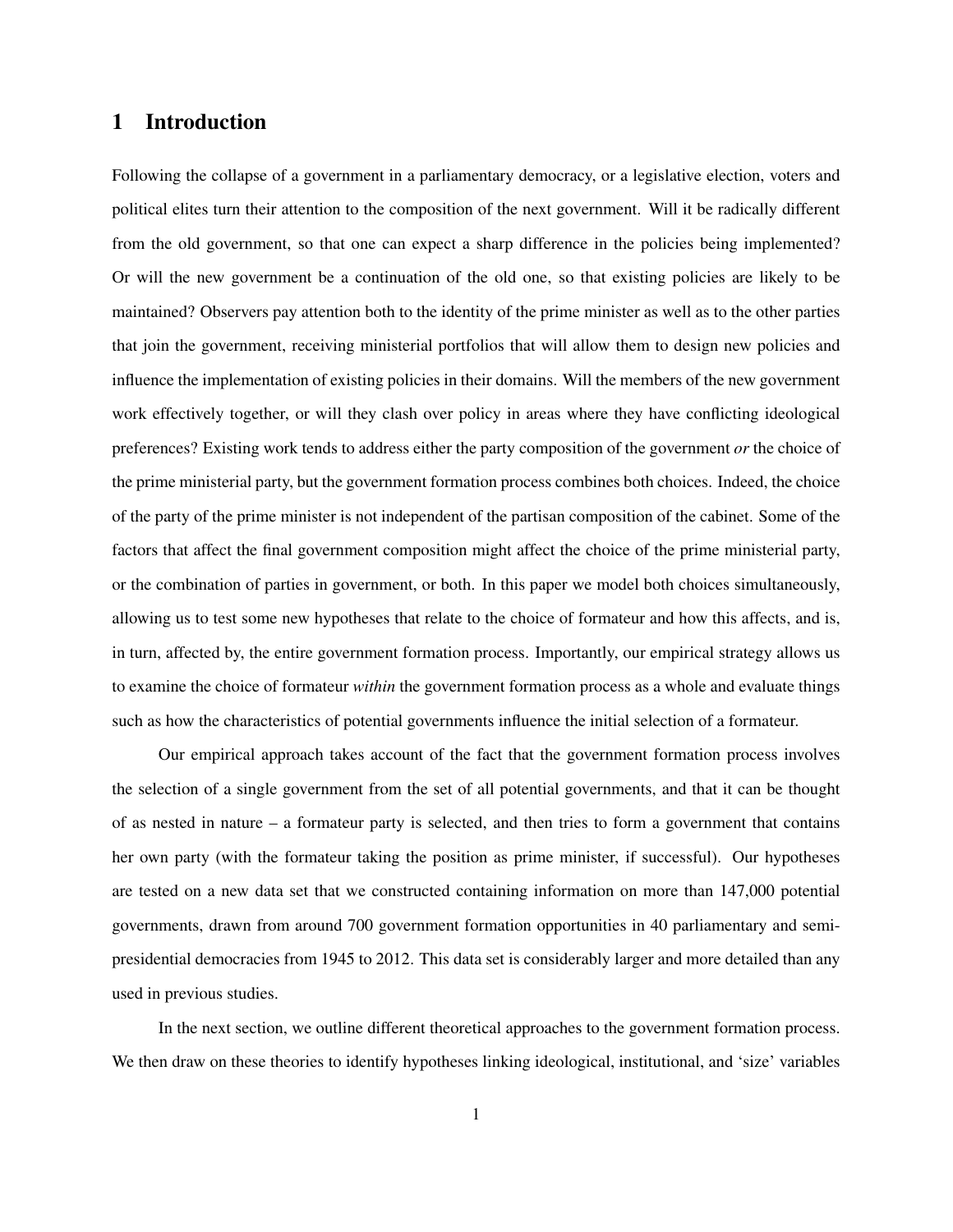# 1 Introduction

Following the collapse of a government in a parliamentary democracy, or a legislative election, voters and political elites turn their attention to the composition of the next government. Will it be radically different from the old government, so that one can expect a sharp difference in the policies being implemented? Or will the new government be a continuation of the old one, so that existing policies are likely to be maintained? Observers pay attention both to the identity of the prime minister as well as to the other parties that join the government, receiving ministerial portfolios that will allow them to design new policies and influence the implementation of existing policies in their domains. Will the members of the new government work effectively together, or will they clash over policy in areas where they have conflicting ideological preferences? Existing work tends to address either the party composition of the government *or* the choice of the prime ministerial party, but the government formation process combines both choices. Indeed, the choice of the party of the prime minister is not independent of the partisan composition of the cabinet. Some of the factors that affect the final government composition might affect the choice of the prime ministerial party, or the combination of parties in government, or both. In this paper we model both choices simultaneously, allowing us to test some new hypotheses that relate to the choice of formateur and how this affects, and is, in turn, affected by, the entire government formation process. Importantly, our empirical strategy allows us to examine the choice of formateur *within* the government formation process as a whole and evaluate things such as how the characteristics of potential governments influence the initial selection of a formateur.

Our empirical approach takes account of the fact that the government formation process involves the selection of a single government from the set of all potential governments, and that it can be thought of as nested in nature – a formateur party is selected, and then tries to form a government that contains her own party (with the formateur taking the position as prime minister, if successful). Our hypotheses are tested on a new data set that we constructed containing information on more than 147,000 potential governments, drawn from around 700 government formation opportunities in 40 parliamentary and semi-presidential democracies from 1945 to 2012. This data set is considerably larger and more detailed than any used in previous studies.

In the next section, we outline different theoretical approaches to the government formation process. We then draw on these theories to identify hypotheses linking ideological, institutional, and 'size' variables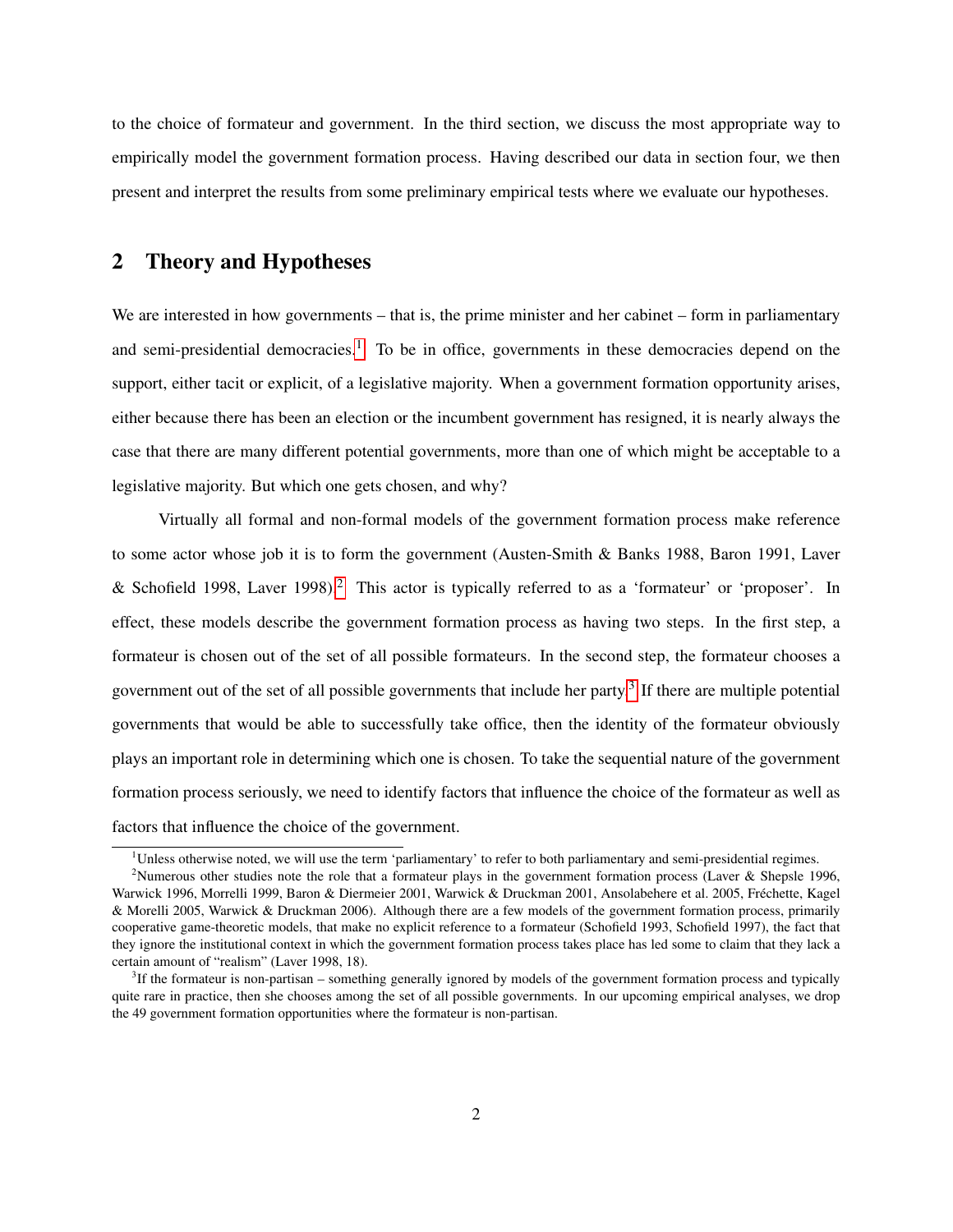to the choice of formateur and government. In the third section, we discuss the most appropriate way to empirically model the government formation process. Having described our data in section four, we then present and interpret the results from some preliminary empirical tests where we evaluate our hypotheses.

## 2 Theory and Hypotheses

We are interested in how governments – that is, the prime minister and her cabinet – form in parliamentary and semi-presidential democracies.[1] To be in office, governments in these democracies depend on the support, either tacit or explicit, of a legislative majority. When a government formation opportunity arises, either because there has been an election or the incumbent government has resigned, it is nearly always the case that there are many different potential governments, more than one of which might be acceptable to a legislative majority. But which one gets chosen, and why?

Virtually all formal and non-formal models of the government formation process make reference to some actor whose job it is to form the government (Austen-Smith & Banks 1988, Baron 1991, Laver & Schofield 1998, Laver 1998).[2] This actor is typically referred to as a 'formateur' or 'proposer'. In effect, these models describe the government formation process as having two steps. In the first step, a formateur is chosen out of the set of all possible formateurs. In the second step, the formateur chooses a government out of the set of all possible governments that include her party.[3] If there are multiple potential governments that would be able to successfully take office, then the identity of the formateur obviously plays an important role in determining which one is chosen. To take the sequential nature of the government formation process seriously, we need to identify factors that influence the choice of the formateur as well as factors that influence the choice of the government.

[1] Unless otherwise noted, we will use the term 'parliamentary' to refer to both parliamentary and semi-presidential regimes.

[2] Numerous other studies note the role that a formateur plays in the government formation process (Laver & Shepsle 1996, Warwick 1996, Morrelli 1999, Baron & Diermeier 2001, Warwick & Druckman 2001, Ansolabehere et al. 2005, Fréchette, Kagel & Morelli 2005, Warwick & Druckman 2006). Although there are a few models of the government formation process, primarily cooperative game-theoretic models, that make no explicit reference to a formateur (Schofield 1993, Schofield 1997), the fact that they ignore the institutional context in which the government formation process takes place has led some to claim that they lack a certain amount of "realism" (Laver 1998, 18).

[3] If the formateur is non-partisan – something generally ignored by models of the government formation process and typically quite rare in practice, then she chooses among the set of all possible governments. In our upcoming empirical analyses, we drop the 49 government formation opportunities where the formateur is non-partisan.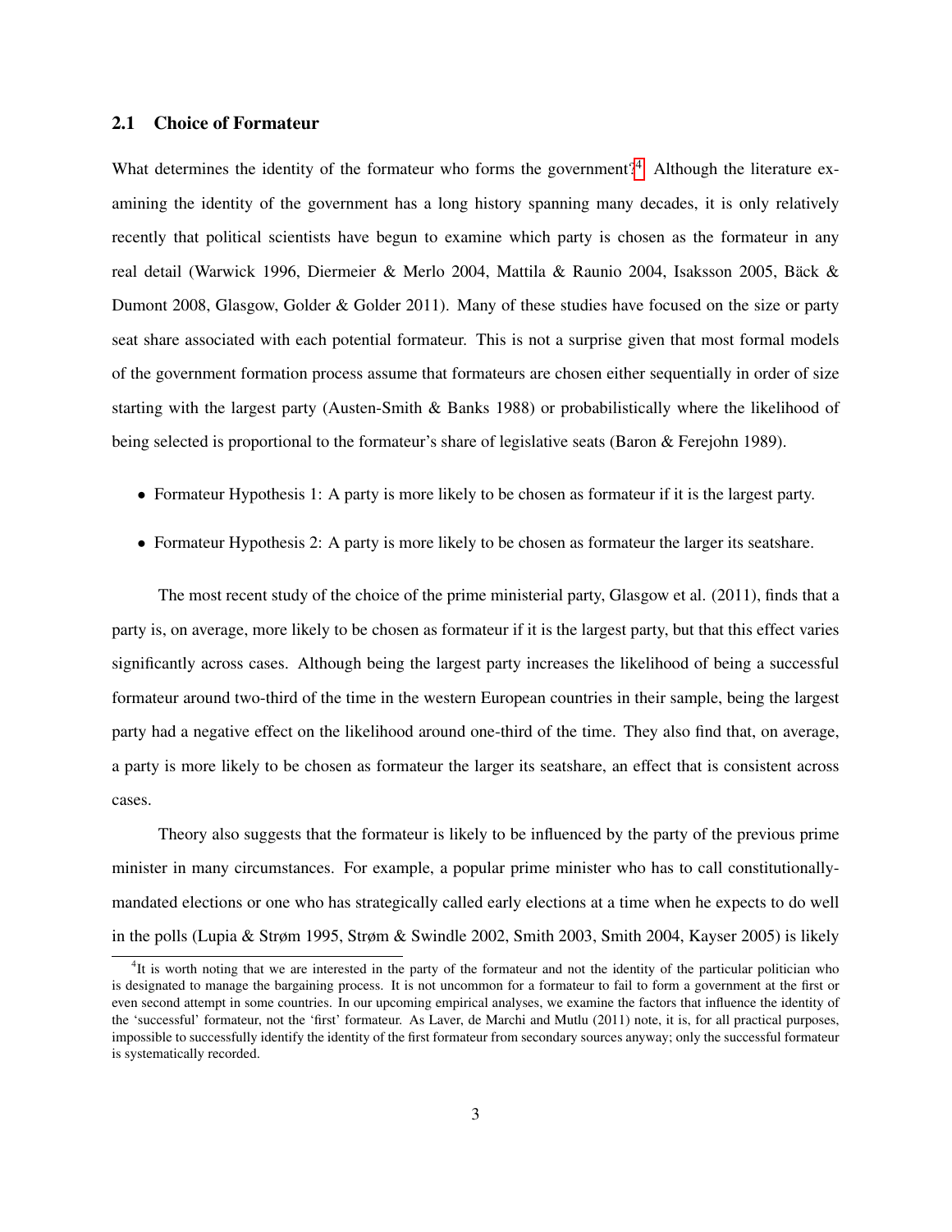### 2.1 Choice of Formateur

What determines the identity of the formateur who forms the government?[4] Although the literature examining the identity of the government has a long history spanning many decades, it is only relatively recently that political scientists have begun to examine which party is chosen as the formateur in any real detail (Warwick 1996, Diermeier & Merlo 2004, Mattila & Raunio 2004, Isaksson 2005, Bäck & Dumont 2008, Glasgow, Golder & Golder 2011). Many of these studies have focused on the size or party seat share associated with each potential formateur. This is not a surprise given that most formal models of the government formation process assume that formateurs are chosen either sequentially in order of size starting with the largest party (Austen-Smith & Banks 1988) or probabilistically where the likelihood of being selected is proportional to the formateur's share of legislative seats (Baron & Ferejohn 1989).

- Formateur Hypothesis 1: A party is more likely to be chosen as formateur if it is the largest party.
- Formateur Hypothesis 2: A party is more likely to be chosen as formateur the larger its seatshare.

The most recent study of the choice of the prime ministerial party, Glasgow et al. (2011), finds that a party is, on average, more likely to be chosen as formateur if it is the largest party, but that this effect varies significantly across cases. Although being the largest party increases the likelihood of being a successful formateur around two-third of the time in the western European countries in their sample, being the largest party had a negative effect on the likelihood around one-third of the time. They also find that, on average, a party is more likely to be chosen as formateur the larger its seatshare, an effect that is consistent across cases.

Theory also suggests that the formateur is likely to be influenced by the party of the previous prime minister in many circumstances. For example, a popular prime minister who has to call constitutionally-mandated elections or one who has strategically called early elections at a time when he expects to do well in the polls (Lupia & Strøm 1995, Strøm & Swindle 2002, Smith 2003, Smith 2004, Kayser 2005) is likely

[4] It is worth noting that we are interested in the party of the formateur and not the identity of the particular politician who is designated to manage the bargaining process. It is not uncommon for a formateur to fail to form a government at the first or even second attempt in some countries. In our upcoming empirical analyses, we examine the factors that influence the identity of the 'successful' formateur, not the 'first' formateur. As Laver, de Marchi and Mutlu (2011) note, it is, for all practical purposes, impossible to successfully identify the identity of the first formateur from secondary sources anyway; only the successful formateur is systematically recorded.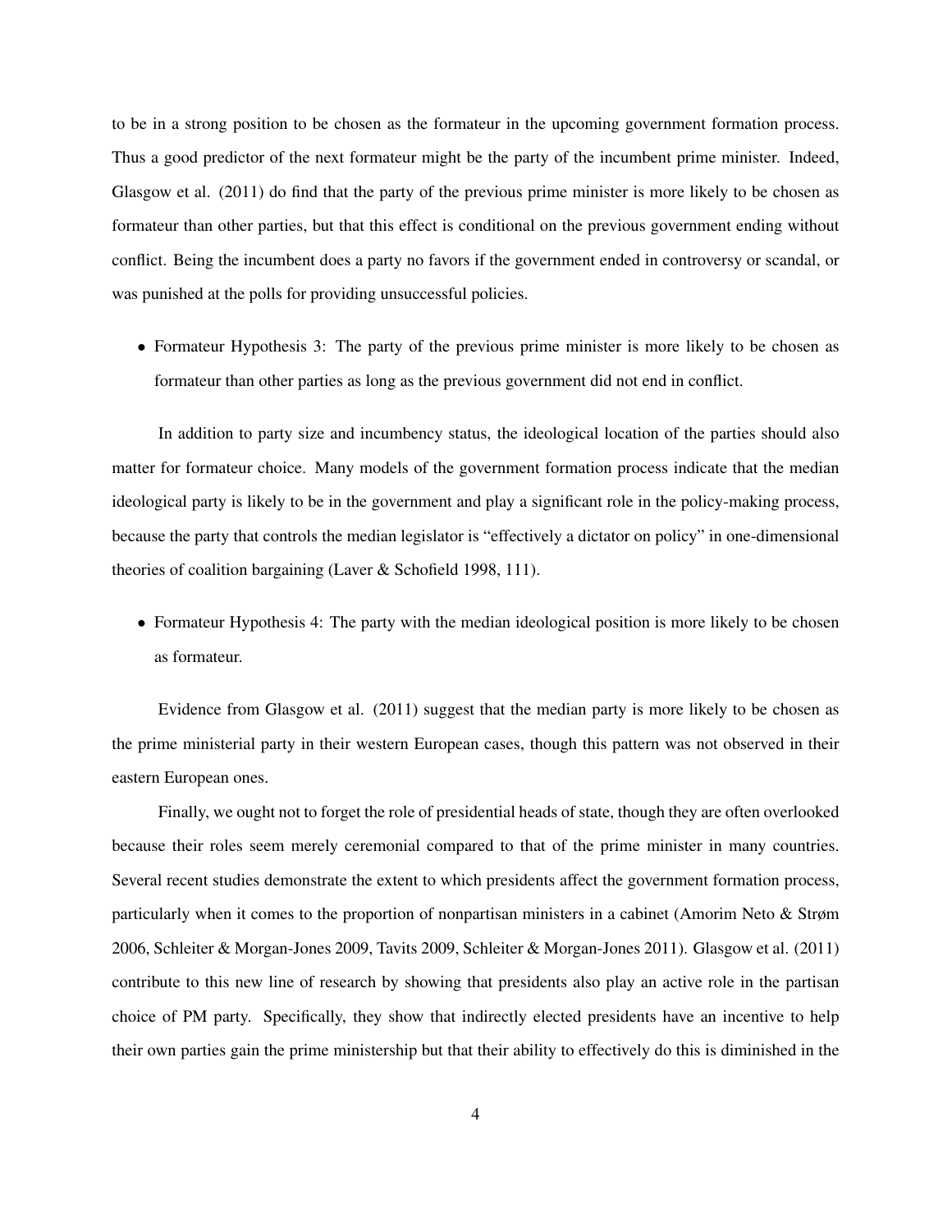to be in a strong position to be chosen as the formateur in the upcoming government formation process. Thus a good predictor of the next formateur might be the party of the incumbent prime minister. Indeed, Glasgow et al. (2011) do find that the party of the previous prime minister is more likely to be chosen as formateur than other parties, but that this effect is conditional on the previous government ending without conflict. Being the incumbent does a party no favors if the government ended in controversy or scandal, or was punished at the polls for providing unsuccessful policies.

- Formateur Hypothesis 3: The party of the previous prime minister is more likely to be chosen as formateur than other parties as long as the previous government did not end in conflict.

In addition to party size and incumbency status, the ideological location of the parties should also matter for formateur choice. Many models of the government formation process indicate that the median ideological party is likely to be in the government and play a significant role in the policy-making process, because the party that controls the median legislator is "effectively a dictator on policy" in one-dimensional theories of coalition bargaining (Laver & Schofield 1998, 111).

- Formateur Hypothesis 4: The party with the median ideological position is more likely to be chosen as formateur.

Evidence from Glasgow et al. (2011) suggest that the median party is more likely to be chosen as the prime ministerial party in their western European cases, though this pattern was not observed in their eastern European ones.

Finally, we ought not to forget the role of presidential heads of state, though they are often overlooked because their roles seem merely ceremonial compared to that of the prime minister in many countries. Several recent studies demonstrate the extent to which presidents affect the government formation process, particularly when it comes to the proportion of nonpartisan ministers in a cabinet (Amorim Neto & Strøm 2006, Schleiter & Morgan-Jones 2009, Tavits 2009, Schleiter & Morgan-Jones 2011). Glasgow et al. (2011) contribute to this new line of research by showing that presidents also play an active role in the partisan choice of PM party. Specifically, they show that indirectly elected presidents have an incentive to help their own parties gain the prime ministership but that their ability to effectively do this is diminished in the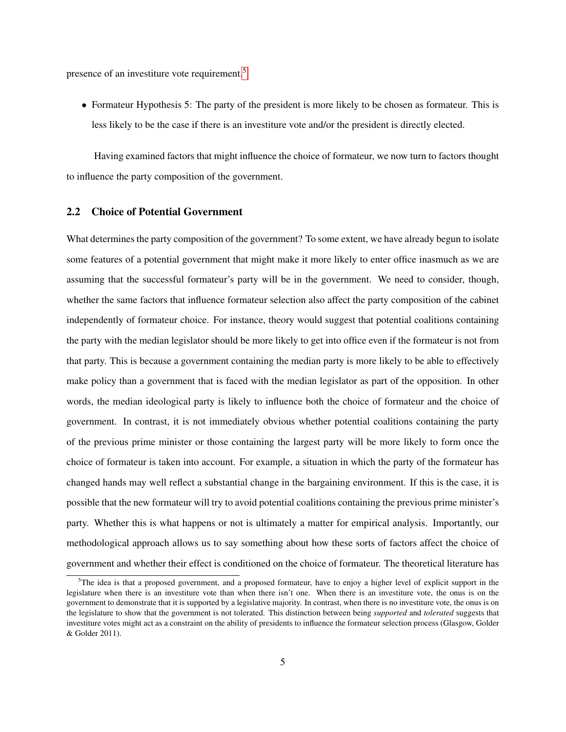presence of an investiture vote requirement.[5]

- Formateur Hypothesis 5: The party of the president is more likely to be chosen as formateur. This is less likely to be the case if there is an investiture vote and/or the president is directly elected.

Having examined factors that might influence the choice of formateur, we now turn to factors thought to influence the party composition of the government.

## 2.2 Choice of Potential Government

What determines the party composition of the government? To some extent, we have already begun to isolate some features of a potential government that might make it more likely to enter office inasmuch as we are assuming that the successful formateur's party will be in the government. We need to consider, though, whether the same factors that influence formateur selection also affect the party composition of the cabinet independently of formateur choice. For instance, theory would suggest that potential coalitions containing the party with the median legislator should be more likely to get into office even if the formateur is not from that party. This is because a government containing the median party is more likely to be able to effectively make policy than a government that is faced with the median legislator as part of the opposition. In other words, the median ideological party is likely to influence both the choice of formateur and the choice of government. In contrast, it is not immediately obvious whether potential coalitions containing the party of the previous prime minister or those containing the largest party will be more likely to form once the choice of formateur is taken into account. For example, a situation in which the party of the formateur has changed hands may well reflect a substantial change in the bargaining environment. If this is the case, it is possible that the new formateur will try to avoid potential coalitions containing the previous prime minister's party. Whether this is what happens or not is ultimately a matter for empirical analysis. Importantly, our methodological approach allows us to say something about how these sorts of factors affect the choice of government and whether their effect is conditioned on the choice of formateur. The theoretical literature has

[5]The idea is that a proposed government, and a proposed formateur, have to enjoy a higher level of explicit support in the legislature when there is an investiture vote than when there isn't one. When there is an investiture vote, the onus is on the government to demonstrate that it is supported by a legislative majority. In contrast, when there is no investiture vote, the onus is on the legislature to show that the government is not tolerated. This distinction between being *supported* and *tolerated* suggests that investiture votes might act as a constraint on the ability of presidents to influence the formateur selection process (Glasgow, Golder & Golder 2011).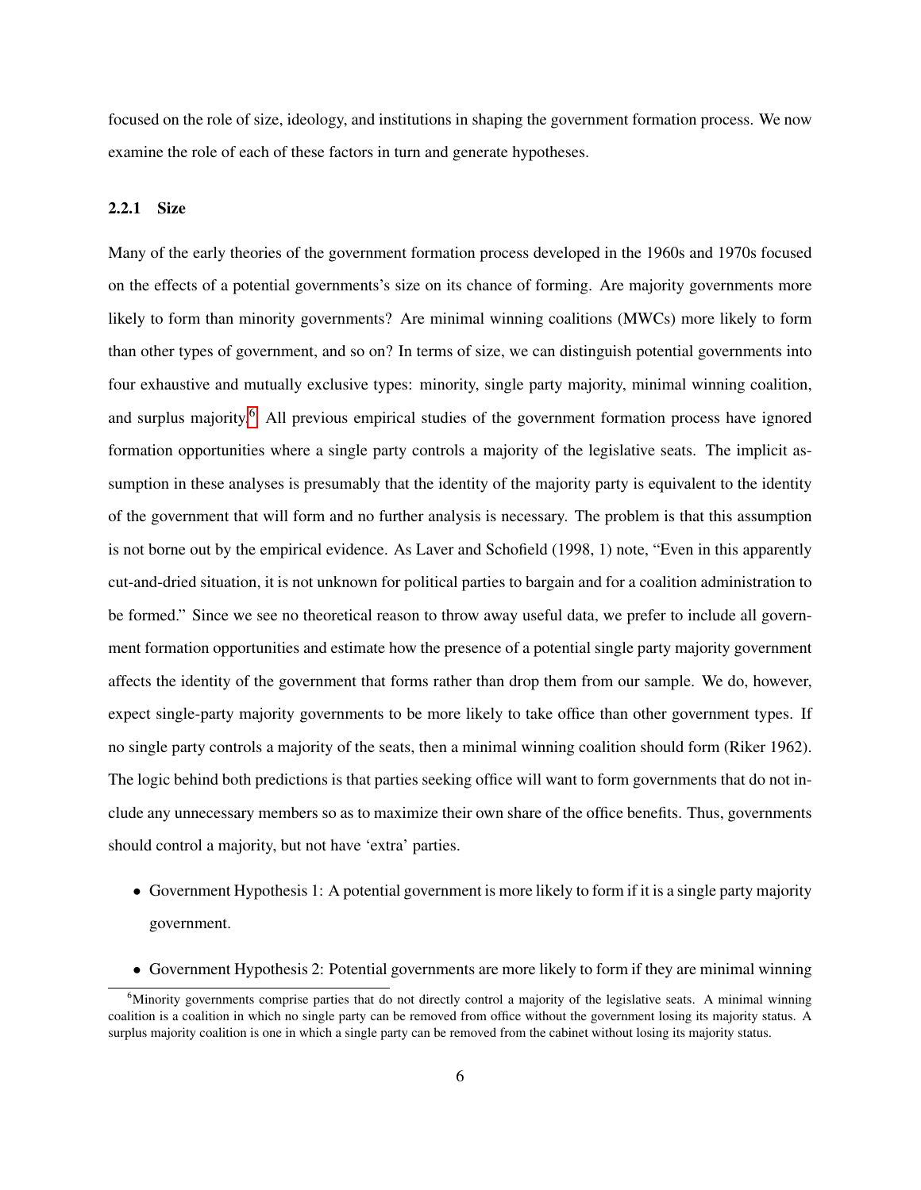focused on the role of size, ideology, and institutions in shaping the government formation process. We now examine the role of each of these factors in turn and generate hypotheses.

### 2.2.1 Size

Many of the early theories of the government formation process developed in the 1960s and 1970s focused on the effects of a potential governments's size on its chance of forming. Are majority governments more likely to form than minority governments? Are minimal winning coalitions (MWCs) more likely to form than other types of government, and so on? In terms of size, we can distinguish potential governments into four exhaustive and mutually exclusive types: minority, single party majority, minimal winning coalition, and surplus majority.[6] All previous empirical studies of the government formation process have ignored formation opportunities where a single party controls a majority of the legislative seats. The implicit assumption in these analyses is presumably that the identity of the majority party is equivalent to the identity of the government that will form and no further analysis is necessary. The problem is that this assumption is not borne out by the empirical evidence. As Laver and Schofield (1998, 1) note, "Even in this apparently cut-and-dried situation, it is not unknown for political parties to bargain and for a coalition administration to be formed." Since we see no theoretical reason to throw away useful data, we prefer to include all government formation opportunities and estimate how the presence of a potential single party majority government affects the identity of the government that forms rather than drop them from our sample. We do, however, expect single-party majority governments to be more likely to take office than other government types. If no single party controls a majority of the seats, then a minimal winning coalition should form (Riker 1962). The logic behind both predictions is that parties seeking office will want to form governments that do not include any unnecessary members so as to maximize their own share of the office benefits. Thus, governments should control a majority, but not have 'extra' parties.

- Government Hypothesis 1: A potential government is more likely to form if it is a single party majority government.
- Government Hypothesis 2: Potential governments are more likely to form if they are minimal winning

[6] Minority governments comprise parties that do not directly control a majority of the legislative seats. A minimal winning coalition is a coalition in which no single party can be removed from office without the government losing its majority status. A surplus majority coalition is one in which a single party can be removed from the cabinet without losing its majority status.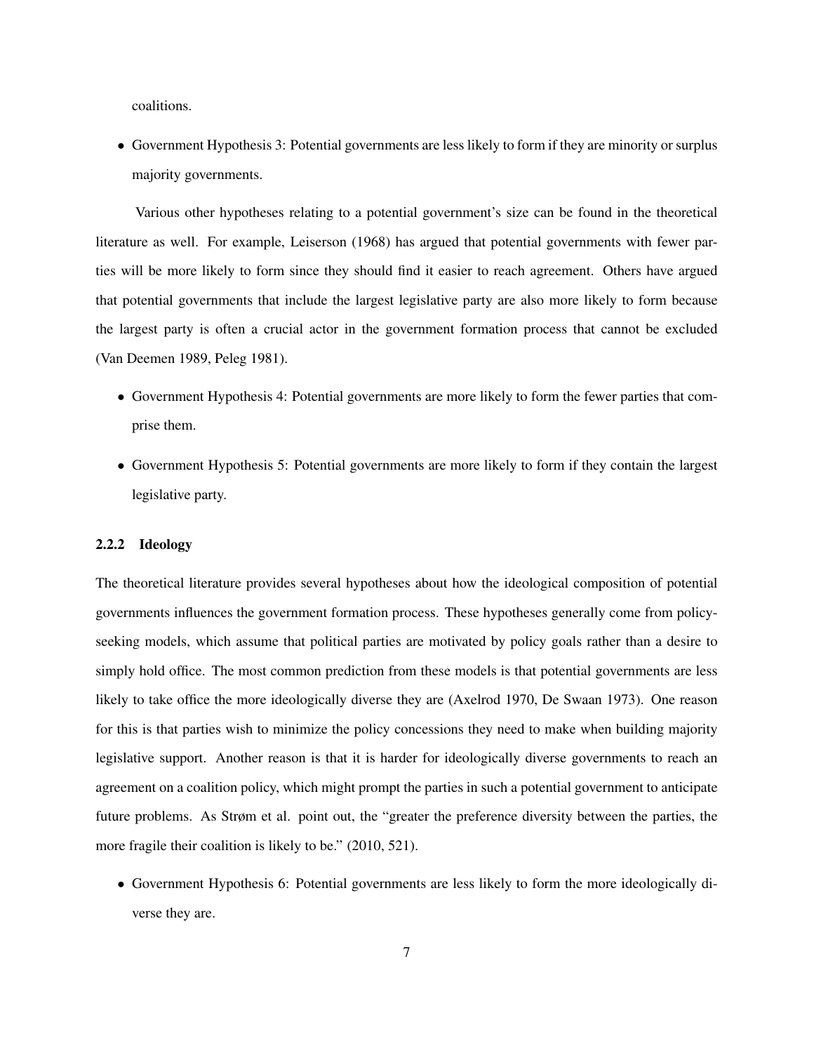coalitions.

- Government Hypothesis 3: Potential governments are less likely to form if they are minority or surplus majority governments.

Various other hypotheses relating to a potential government's size can be found in the theoretical literature as well. For example, Leiserson (1968) has argued that potential governments with fewer parties will be more likely to form since they should find it easier to reach agreement. Others have argued that potential governments that include the largest legislative party are also more likely to form because the largest party is often a crucial actor in the government formation process that cannot be excluded (Van Deemen 1989, Peleg 1981).

- Government Hypothesis 4: Potential governments are more likely to form the fewer parties that comprise them.
- Government Hypothesis 5: Potential governments are more likely to form if they contain the largest legislative party.

### 2.2.2 Ideology

The theoretical literature provides several hypotheses about how the ideological composition of potential governments influences the government formation process. These hypotheses generally come from policy-seeking models, which assume that political parties are motivated by policy goals rather than a desire to simply hold office. The most common prediction from these models is that potential governments are less likely to take office the more ideologically diverse they are (Axelrod 1970, De Swaan 1973). One reason for this is that parties wish to minimize the policy concessions they need to make when building majority legislative support. Another reason is that it is harder for ideologically diverse governments to reach an agreement on a coalition policy, which might prompt the parties in such a potential government to anticipate future problems. As Strøm et al. point out, the "greater the preference diversity between the parties, the more fragile their coalition is likely to be." (2010, 521).

- Government Hypothesis 6: Potential governments are less likely to form the more ideologically diverse they are.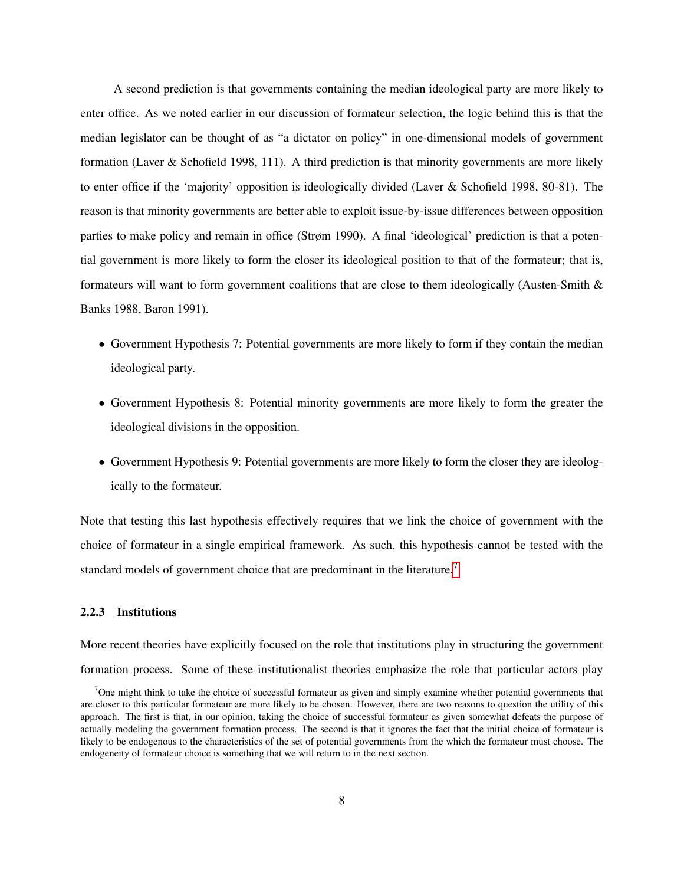A second prediction is that governments containing the median ideological party are more likely to enter office. As we noted earlier in our discussion of formateur selection, the logic behind this is that the median legislator can be thought of as "a dictator on policy" in one-dimensional models of government formation (Laver & Schofield 1998, 111). A third prediction is that minority governments are more likely to enter office if the 'majority' opposition is ideologically divided (Laver & Schofield 1998, 80-81). The reason is that minority governments are better able to exploit issue-by-issue differences between opposition parties to make policy and remain in office (Strøm 1990). A final 'ideological' prediction is that a potential government is more likely to form the closer its ideological position to that of the formateur; that is, formateurs will want to form government coalitions that are close to them ideologically (Austen-Smith & Banks 1988, Baron 1991).

- Government Hypothesis 7: Potential governments are more likely to form if they contain the median ideological party.
- Government Hypothesis 8: Potential minority governments are more likely to form the greater the ideological divisions in the opposition.
- Government Hypothesis 9: Potential governments are more likely to form the closer they are ideologically to the formateur.

Note that testing this last hypothesis effectively requires that we link the choice of government with the choice of formateur in a single empirical framework. As such, this hypothesis cannot be tested with the standard models of government choice that are predominant in the literature.[7]

### 2.2.3 Institutions

More recent theories have explicitly focused on the role that institutions play in structuring the government formation process. Some of these institutionalist theories emphasize the role that particular actors play

[7] One might think to take the choice of successful formateur as given and simply examine whether potential governments that are closer to this particular formateur are more likely to be chosen. However, there are two reasons to question the utility of this approach. The first is that, in our opinion, taking the choice of successful formateur as given somewhat defeats the purpose of actually modeling the government formation process. The second is that it ignores the fact that the initial choice of formateur is likely to be endogenous to the characteristics of the set of potential governments from the which the formateur must choose. The endogeneity of formateur choice is something that we will return to in the next section.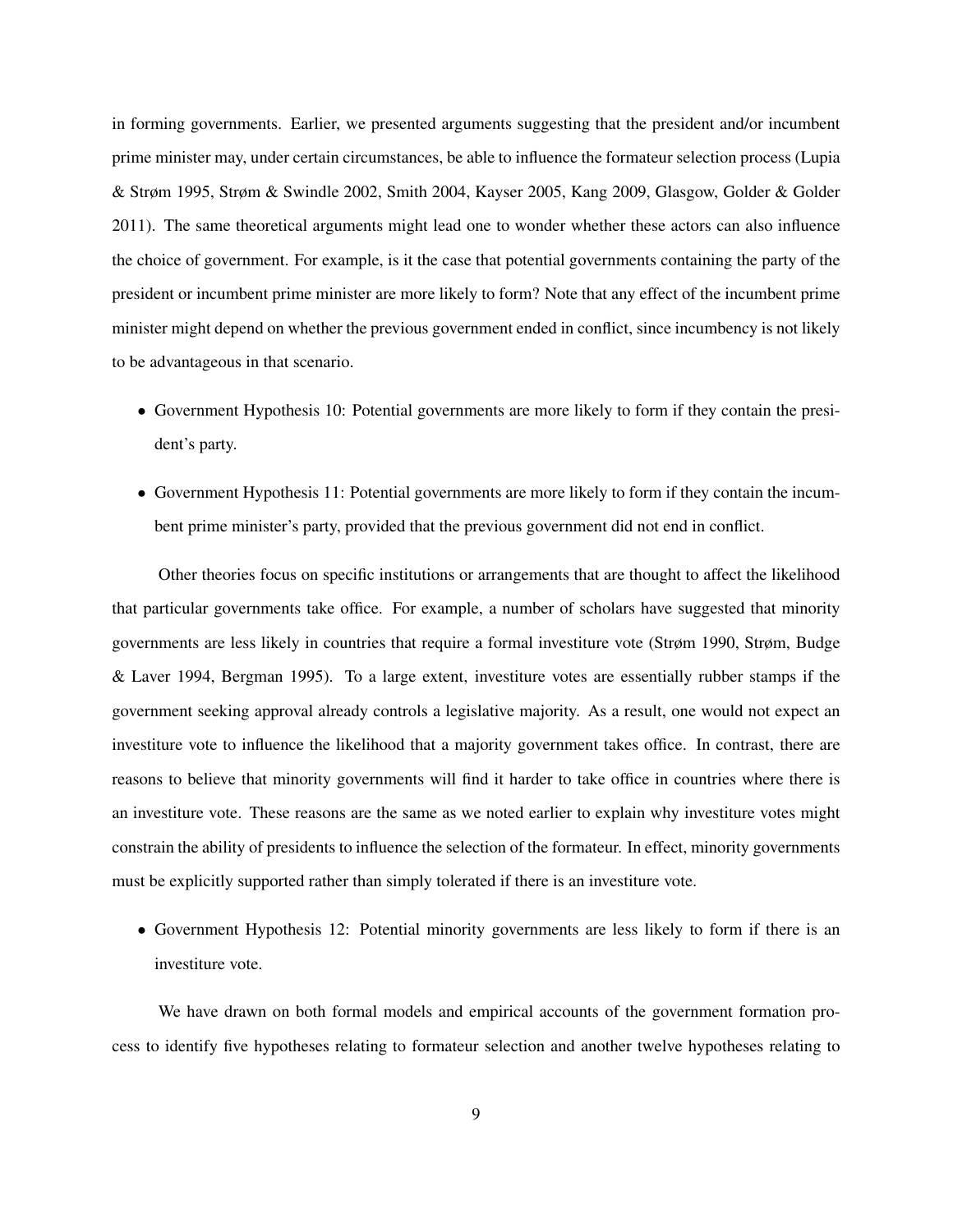in forming governments. Earlier, we presented arguments suggesting that the president and/or incumbent prime minister may, under certain circumstances, be able to influence the formateur selection process (Lupia & Strøm 1995, Strøm & Swindle 2002, Smith 2004, Kayser 2005, Kang 2009, Glasgow, Golder & Golder 2011). The same theoretical arguments might lead one to wonder whether these actors can also influence the choice of government. For example, is it the case that potential governments containing the party of the president or incumbent prime minister are more likely to form? Note that any effect of the incumbent prime minister might depend on whether the previous government ended in conflict, since incumbency is not likely to be advantageous in that scenario.

- Government Hypothesis 10: Potential governments are more likely to form if they contain the president's party.
- Government Hypothesis 11: Potential governments are more likely to form if they contain the incumbent prime minister's party, provided that the previous government did not end in conflict.

Other theories focus on specific institutions or arrangements that are thought to affect the likelihood that particular governments take office. For example, a number of scholars have suggested that minority governments are less likely in countries that require a formal investiture vote (Strøm 1990, Strøm, Budge & Laver 1994, Bergman 1995). To a large extent, investiture votes are essentially rubber stamps if the government seeking approval already controls a legislative majority. As a result, one would not expect an investiture vote to influence the likelihood that a majority government takes office. In contrast, there are reasons to believe that minority governments will find it harder to take office in countries where there is an investiture vote. These reasons are the same as we noted earlier to explain why investiture votes might constrain the ability of presidents to influence the selection of the formateur. In effect, minority governments must be explicitly supported rather than simply tolerated if there is an investiture vote.

- Government Hypothesis 12: Potential minority governments are less likely to form if there is an investiture vote.

We have drawn on both formal models and empirical accounts of the government formation process to identify five hypotheses relating to formateur selection and another twelve hypotheses relating to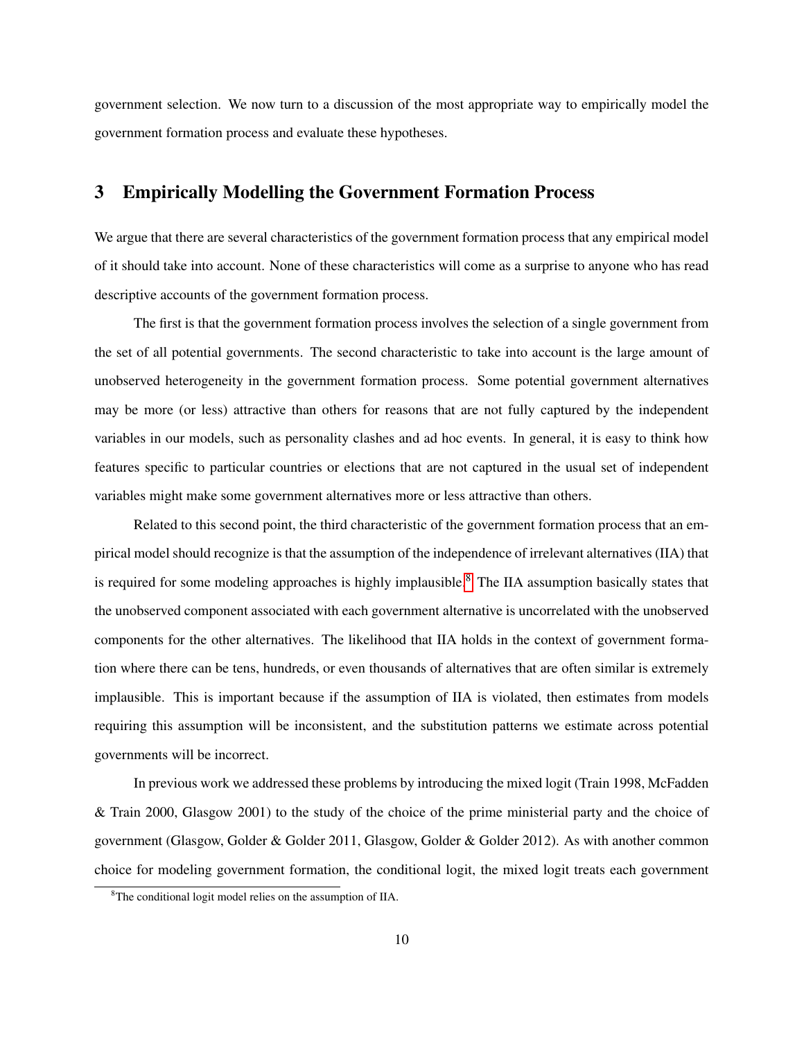government selection. We now turn to a discussion of the most appropriate way to empirically model the government formation process and evaluate these hypotheses.

## 3 Empirically Modelling the Government Formation Process

We argue that there are several characteristics of the government formation process that any empirical model of it should take into account. None of these characteristics will come as a surprise to anyone who has read descriptive accounts of the government formation process.

The first is that the government formation process involves the selection of a single government from the set of all potential governments. The second characteristic to take into account is the large amount of unobserved heterogeneity in the government formation process. Some potential government alternatives may be more (or less) attractive than others for reasons that are not fully captured by the independent variables in our models, such as personality clashes and ad hoc events. In general, it is easy to think how features specific to particular countries or elections that are not captured in the usual set of independent variables might make some government alternatives more or less attractive than others.

Related to this second point, the third characteristic of the government formation process that an empirical model should recognize is that the assumption of the independence of irrelevant alternatives (IIA) that is required for some modeling approaches is highly implausible.[8] The IIA assumption basically states that the unobserved component associated with each government alternative is uncorrelated with the unobserved components for the other alternatives. The likelihood that IIA holds in the context of government formation where there can be tens, hundreds, or even thousands of alternatives that are often similar is extremely implausible. This is important because if the assumption of IIA is violated, then estimates from models requiring this assumption will be inconsistent, and the substitution patterns we estimate across potential governments will be incorrect.

In previous work we addressed these problems by introducing the mixed logit (Train 1998, McFadden & Train 2000, Glasgow 2001) to the study of the choice of the prime ministerial party and the choice of government (Glasgow, Golder & Golder 2011, Glasgow, Golder & Golder 2012). As with another common choice for modeling government formation, the conditional logit, the mixed logit treats each government

[8] The conditional logit model relies on the assumption of IIA.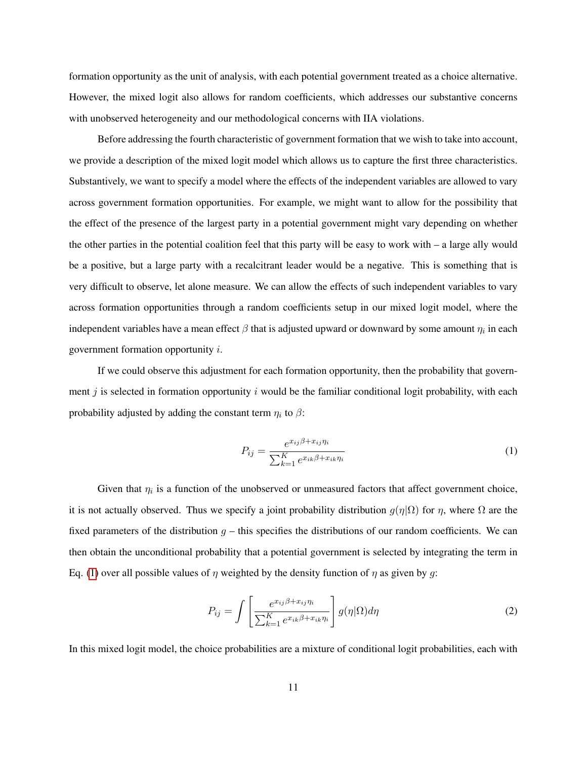formation opportunity as the unit of analysis, with each potential government treated as a choice alternative. However, the mixed logit also allows for random coefficients, which addresses our substantive concerns with unobserved heterogeneity and our methodological concerns with IIA violations.

Before addressing the fourth characteristic of government formation that we wish to take into account, we provide a description of the mixed logit model which allows us to capture the first three characteristics. Substantively, we want to specify a model where the effects of the independent variables are allowed to vary across government formation opportunities. For example, we might want to allow for the possibility that the effect of the presence of the largest party in a potential government might vary depending on whether the other parties in the potential coalition feel that this party will be easy to work with – a large ally would be a positive, but a large party with a recalcitrant leader would be a negative. This is something that is very difficult to observe, let alone measure. We can allow the effects of such independent variables to vary across formation opportunities through a random coefficients setup in our mixed logit model, where the independent variables have a mean effect $\beta$ that is adjusted upward or downward by some amount $\eta_i$ in each government formation opportunity $i$.

If we could observe this adjustment for each formation opportunity, then the probability that government $j$ is selected in formation opportunity $i$ would be the familiar conditional logit probability, with each probability adjusted by adding the constant term $\eta_i$ to $\beta$:

$$P_{ij} = \frac{e^{x_{ij}\beta + x_{ij}\eta_i}}{\sum_{k=1}^{K} e^{x_{ik}\beta + x_{ik}\eta_i}} \tag{1}$$

Given that $\eta_i$ is a function of the unobserved or unmeasured factors that affect government choice, it is not actually observed. Thus we specify a joint probability distribution $g(\eta|\Omega)$ for $\eta$, where $\Omega$ are the fixed parameters of the distribution $g$ – this specifies the distributions of our random coefficients. We can then obtain the unconditional probability that a potential government is selected by integrating the term in Eq. (1) over all possible values of $\eta$ weighted by the density function of $\eta$ as given by $g$:

$$P_{ij} = \int \left[ \frac{e^{x_{ij}\beta + x_{ij}\eta_i}}{\sum_{k=1}^{K} e^{x_{ik}\beta + x_{ik}\eta_i}} \right] g(\eta|\Omega) d\eta \tag{2}$$

In this mixed logit model, the choice probabilities are a mixture of conditional logit probabilities, each with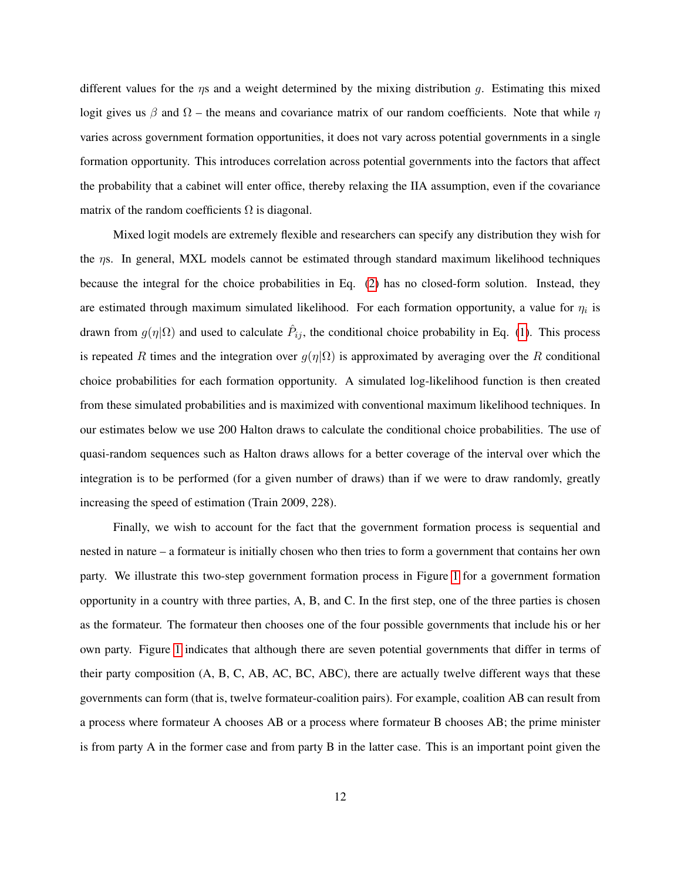different values for the $\eta$s and a weight determined by the mixing distribution $g$. Estimating this mixed logit gives us $\beta$ and $\Omega$ – the means and covariance matrix of our random coefficients. Note that while $\eta$ varies across government formation opportunities, it does not vary across potential governments in a single formation opportunity. This introduces correlation across potential governments into the factors that affect the probability that a cabinet will enter office, thereby relaxing the IIA assumption, even if the covariance matrix of the random coefficients $\Omega$ is diagonal.

Mixed logit models are extremely flexible and researchers can specify any distribution they wish for the $\eta$s. In general, MXL models cannot be estimated through standard maximum likelihood techniques because the integral for the choice probabilities in Eq. (2) has no closed-form solution. Instead, they are estimated through maximum simulated likelihood. For each formation opportunity, a value for $\eta_i$ is drawn from $g(\eta|\Omega)$ and used to calculate $\hat{P}_{ij}$, the conditional choice probability in Eq. (1). This process is repeated $R$ times and the integration over $g(\eta|\Omega)$ is approximated by averaging over the $R$ conditional choice probabilities for each formation opportunity. A simulated log-likelihood function is then created from these simulated probabilities and is maximized with conventional maximum likelihood techniques. In our estimates below we use 200 Halton draws to calculate the conditional choice probabilities. The use of quasi-random sequences such as Halton draws allows for a better coverage of the interval over which the integration is to be performed (for a given number of draws) than if we were to draw randomly, greatly increasing the speed of estimation (Train 2009, 228).

Finally, we wish to account for the fact that the government formation process is sequential and nested in nature – a formateur is initially chosen who then tries to form a government that contains her own party. We illustrate this two-step government formation process in Figure 1 for a government formation opportunity in a country with three parties, A, B, and C. In the first step, one of the three parties is chosen as the formateur. The formateur then chooses one of the four possible governments that include his or her own party. Figure 1 indicates that although there are seven potential governments that differ in terms of their party composition (A, B, C, AB, AC, BC, ABC), there are actually twelve different ways that these governments can form (that is, twelve formateur-coalition pairs). For example, coalition AB can result from a process where formateur A chooses AB or a process where formateur B chooses AB; the prime minister is from party A in the former case and from party B in the latter case. This is an important point given the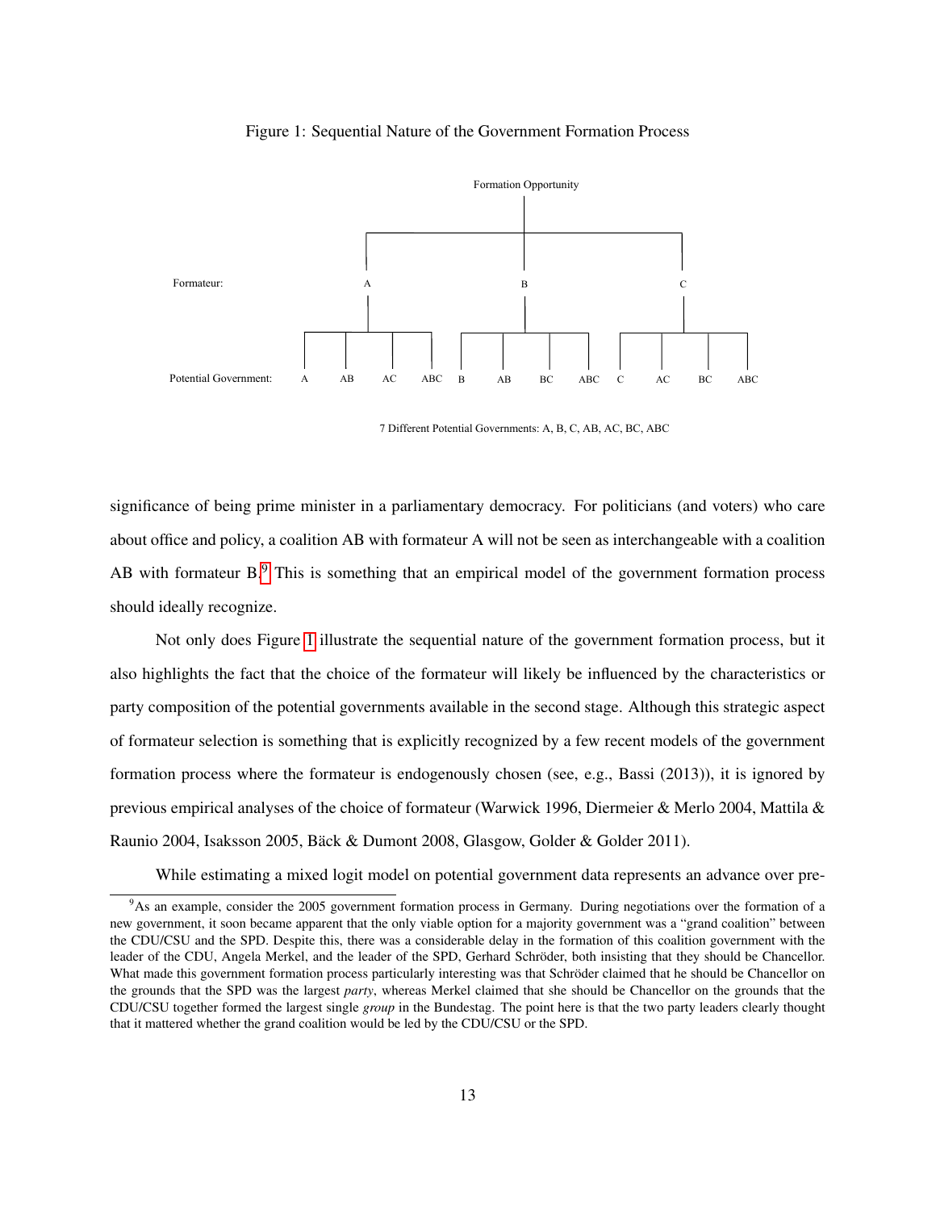Figure 1: Sequential Nature of the Government Formation Process

Formation Opportunity

Formateur: A B C

Potential Government: A AB AC ABC B AB BC ABC C AC BC ABC

7 Different Potential Governments: A, B, C, AB, AC, BC, ABC

significance of being prime minister in a parliamentary democracy. For politicians (and voters) who care about office and policy, a coalition AB with formateur A will not be seen as interchangeable with a coalition AB with formateur B.[9] This is something that an empirical model of the government formation process should ideally recognize.

Not only does Figure 1 illustrate the sequential nature of the government formation process, but it also highlights the fact that the choice of the formateur will likely be influenced by the characteristics or party composition of the potential governments available in the second stage. Although this strategic aspect of formateur selection is something that is explicitly recognized by a few recent models of the government formation process where the formateur is endogenously chosen (see, e.g., Bassi (2013)), it is ignored by previous empirical analyses of the choice of formateur (Warwick 1996, Diermeier & Merlo 2004, Mattila & Raunio 2004, Isaksson 2005, Bäck & Dumont 2008, Glasgow, Golder & Golder 2011).

While estimating a mixed logit model on potential government data represents an advance over pre-

[9] As an example, consider the 2005 government formation process in Germany. During negotiations over the formation of a new government, it soon became apparent that the only viable option for a majority government was a "grand coalition" between the CDU/CSU and the SPD. Despite this, there was a considerable delay in the formation of this coalition government with the leader of the CDU, Angela Merkel, and the leader of the SPD, Gerhard Schröder, both insisting that they should be Chancellor. What made this government formation process particularly interesting was that Schröder claimed that he should be Chancellor on the grounds that the SPD was the largest *party*, whereas Merkel claimed that she should be Chancellor on the grounds that the CDU/CSU together formed the largest single *group* in the Bundestag. The point here is that the two party leaders clearly thought that it mattered whether the grand coalition would be led by the CDU/CSU or the SPD.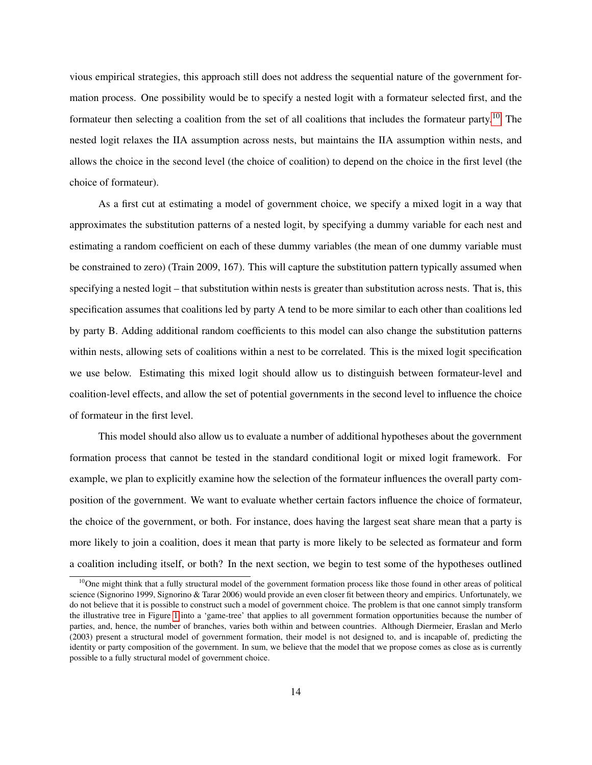vious empirical strategies, this approach still does not address the sequential nature of the government formation process. One possibility would be to specify a nested logit with a formateur selected first, and the formateur then selecting a coalition from the set of all coalitions that includes the formateur party.[10] The nested logit relaxes the IIA assumption across nests, but maintains the IIA assumption within nests, and allows the choice in the second level (the choice of coalition) to depend on the choice in the first level (the choice of formateur).

As a first cut at estimating a model of government choice, we specify a mixed logit in a way that approximates the substitution patterns of a nested logit, by specifying a dummy variable for each nest and estimating a random coefficient on each of these dummy variables (the mean of one dummy variable must be constrained to zero) (Train 2009, 167). This will capture the substitution pattern typically assumed when specifying a nested logit – that substitution within nests is greater than substitution across nests. That is, this specification assumes that coalitions led by party A tend to be more similar to each other than coalitions led by party B. Adding additional random coefficients to this model can also change the substitution patterns within nests, allowing sets of coalitions within a nest to be correlated. This is the mixed logit specification we use below. Estimating this mixed logit should allow us to distinguish between formateur-level and coalition-level effects, and allow the set of potential governments in the second level to influence the choice of formateur in the first level.

This model should also allow us to evaluate a number of additional hypotheses about the government formation process that cannot be tested in the standard conditional logit or mixed logit framework. For example, we plan to explicitly examine how the selection of the formateur influences the overall party composition of the government. We want to evaluate whether certain factors influence the choice of formateur, the choice of the government, or both. For instance, does having the largest seat share mean that a party is more likely to join a coalition, does it mean that party is more likely to be selected as formateur and form a coalition including itself, or both? In the next section, we begin to test some of the hypotheses outlined

[10] One might think that a fully structural model of the government formation process like those found in other areas of political science (Signorino 1999, Signorino & Tarar 2006) would provide an even closer fit between theory and empirics. Unfortunately, we do not believe that it is possible to construct such a model of government choice. The problem is that one cannot simply transform the illustrative tree in Figure 1 into a 'game-tree' that applies to all government formation opportunities because the number of parties, and, hence, the number of branches, varies both within and between countries. Although Diermeier, Eraslan and Merlo (2003) present a structural model of government formation, their model is not designed to, and is incapable of, predicting the identity or party composition of the government. In sum, we believe that the model that we propose comes as close as is currently possible to a fully structural model of government choice.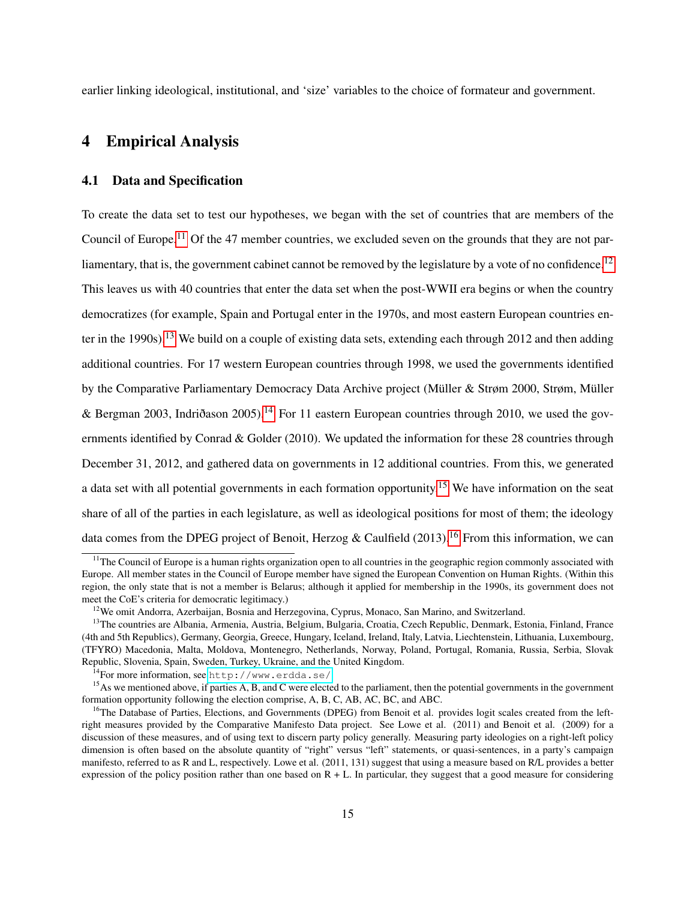earlier linking ideological, institutional, and 'size' variables to the choice of formateur and government.

# 4 Empirical Analysis

## 4.1 Data and Specification

To create the data set to test our hypotheses, we began with the set of countries that are members of the Council of Europe.[11] Of the 47 member countries, we excluded seven on the grounds that they are not parliamentary, that is, the government cabinet cannot be removed by the legislature by a vote of no confidence.[12] This leaves us with 40 countries that enter the data set when the post-WWII era begins or when the country democratizes (for example, Spain and Portugal enter in the 1970s, and most eastern European countries enter in the 1990s).[13] We build on a couple of existing data sets, extending each through 2012 and then adding additional countries. For 17 western European countries through 1998, we used the governments identified by the Comparative Parliamentary Democracy Data Archive project (Müller & Strøm 2000, Strøm, Müller & Bergman 2003, Indriðason 2005).[14] For 11 eastern European countries through 2010, we used the governments identified by Conrad & Golder (2010). We updated the information for these 28 countries through December 31, 2012, and gathered data on governments in 12 additional countries. From this, we generated a data set with all potential governments in each formation opportunity.[15] We have information on the seat share of all of the parties in each legislature, as well as ideological positions for most of them; the ideology data comes from the DPEG project of Benoit, Herzog & Caulfield (2013).[16] From this information, we can

---

[11] The Council of Europe is a human rights organization open to all countries in the geographic region commonly associated with Europe. All member states in the Council of Europe member have signed the European Convention on Human Rights. (Within this region, the only state that is not a member is Belarus; although it applied for membership in the 1990s, its government does not meet the CoE's criteria for democratic legitimacy.)

[12] We omit Andorra, Azerbaijan, Bosnia and Herzegovina, Cyprus, Monaco, San Marino, and Switzerland.

[13] The countries are Albania, Armenia, Austria, Belgium, Bulgaria, Croatia, Czech Republic, Denmark, Estonia, Finland, France (4th and 5th Republics), Germany, Georgia, Greece, Hungary, Iceland, Ireland, Italy, Latvia, Liechtenstein, Lithuania, Luxembourg, (TFYRO) Macedonia, Malta, Moldova, Montenegro, Netherlands, Norway, Poland, Portugal, Romania, Russia, Serbia, Slovak Republic, Slovenia, Spain, Sweden, Turkey, Ukraine, and the United Kingdom.

[14] For more information, see http://www.erdda.se/

[15] As we mentioned above, if parties A, B, and C were elected to the parliament, then the potential governments in the government formation opportunity following the election comprise, A, B, C, AB, AC, BC, and ABC.

[16] The Database of Parties, Elections, and Governments (DPEG) from Benoit et al. provides logit scales created from the left-right measures provided by the Comparative Manifesto Data project. See Lowe et al. (2011) and Benoit et al. (2009) for a discussion of these measures, and of using text to discern party policy generally. Measuring party ideologies on a right-left policy dimension is often based on the absolute quantity of "right" versus "left" statements, or quasi-sentences, in a party's campaign manifesto, referred to as R and L, respectively. Lowe et al. (2011, 131) suggest that using a measure based on R/L provides a better expression of the policy position rather than one based on R + L. In particular, they suggest that a good measure for considering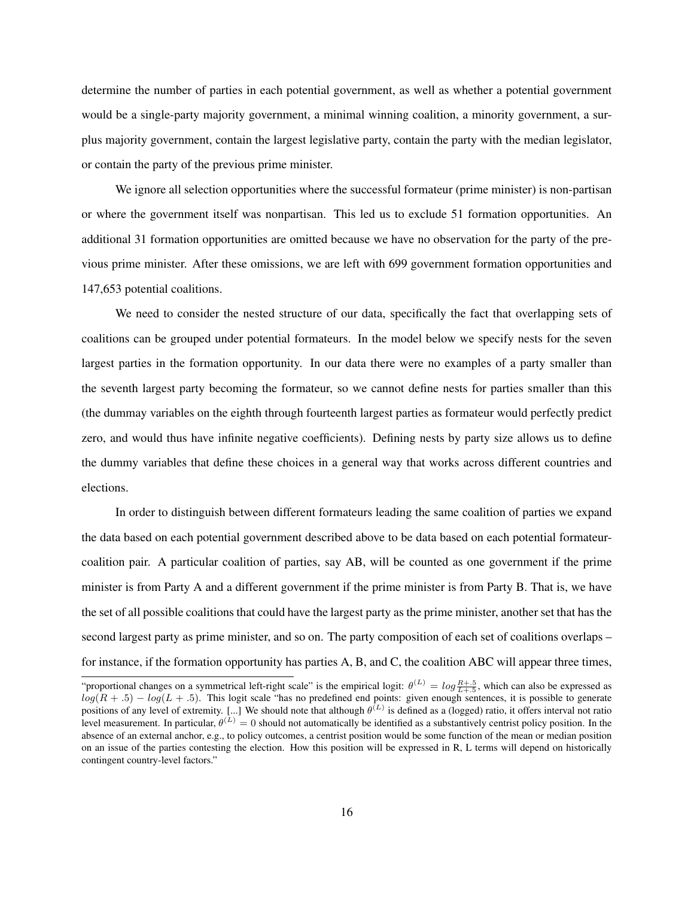determine the number of parties in each potential government, as well as whether a potential government would be a single-party majority government, a minimal winning coalition, a minority government, a surplus majority government, contain the largest legislative party, contain the party with the median legislator, or contain the party of the previous prime minister.

We ignore all selection opportunities where the successful formateur (prime minister) is non-partisan or where the government itself was nonpartisan. This led us to exclude 51 formation opportunities. An additional 31 formation opportunities are omitted because we have no observation for the party of the previous prime minister. After these omissions, we are left with 699 government formation opportunities and 147,653 potential coalitions.

We need to consider the nested structure of our data, specifically the fact that overlapping sets of coalitions can be grouped under potential formateurs. In the model below we specify nests for the seven largest parties in the formation opportunity. In our data there were no examples of a party smaller than the seventh largest party becoming the formateur, so we cannot define nests for parties smaller than this (the dummay variables on the eighth through fourteenth largest parties as formateur would perfectly predict zero, and would thus have infinite negative coefficients). Defining nests by party size allows us to define the dummy variables that define these choices in a general way that works across different countries and elections.

In order to distinguish between different formateurs leading the same coalition of parties we expand the data based on each potential government described above to be data based on each potential formateur-coalition pair. A particular coalition of parties, say AB, will be counted as one government if the prime minister is from Party A and a different government if the prime minister is from Party B. That is, we have the set of all possible coalitions that could have the largest party as the prime minister, another set that has the second largest party as prime minister, and so on. The party composition of each set of coalitions overlaps – for instance, if the formation opportunity has parties A, B, and C, the coalition ABC will appear three times,

---

"proportional changes on a symmetrical left-right scale" is the empirical logit: $\theta^{(L)} = log\frac{R+.5}{L+.5}$, which can also be expressed as $log(R + .5) - log(L + .5)$. This logit scale "has no predefined end points: given enough sentences, it is possible to generate positions of any level of extremity. [...] We should note that although $\theta^{(L)}$ is defined as a (logged) ratio, it offers interval not ratio level measurement. In particular, $\theta^{(L)} = 0$ should not automatically be identified as a substantively centrist policy position. In the absence of an external anchor, e.g., to policy outcomes, a centrist position would be some function of the mean or median position on an issue of the parties contesting the election. How this position will be expressed in R, L terms will depend on historically contingent country-level factors."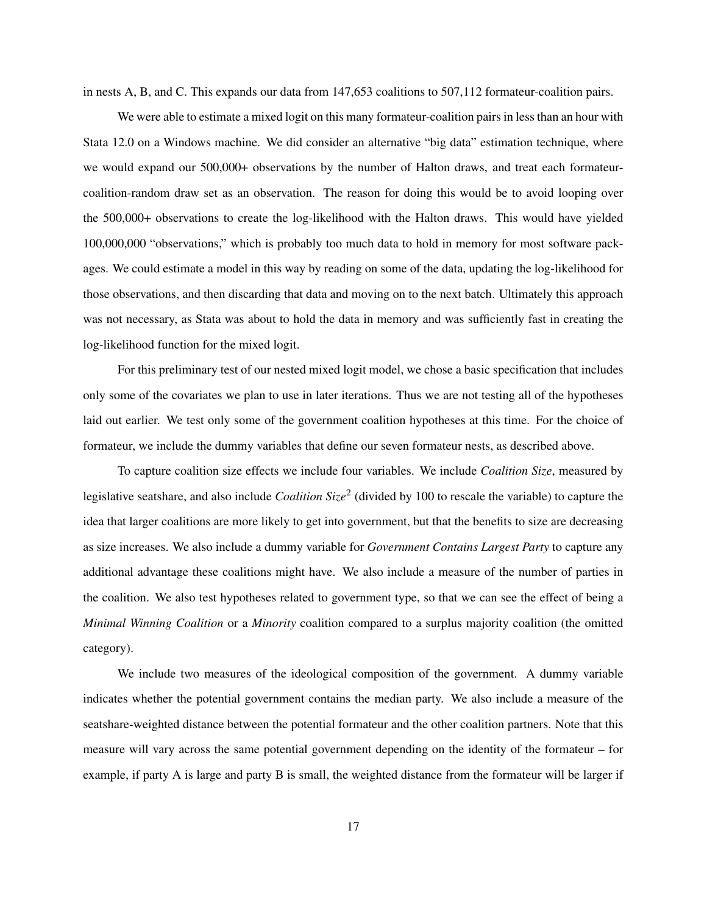in nests A, B, and C. This expands our data from 147,653 coalitions to 507,112 formateur-coalition pairs.

We were able to estimate a mixed logit on this many formateur-coalition pairs in less than an hour with Stata 12.0 on a Windows machine. We did consider an alternative "big data" estimation technique, where we would expand our 500,000+ observations by the number of Halton draws, and treat each formateur-coalition-random draw set as an observation. The reason for doing this would be to avoid looping over the 500,000+ observations to create the log-likelihood with the Halton draws. This would have yielded 100,000,000 "observations," which is probably too much data to hold in memory for most software packages. We could estimate a model in this way by reading on some of the data, updating the log-likelihood for those observations, and then discarding that data and moving on to the next batch. Ultimately this approach was not necessary, as Stata was about to hold the data in memory and was sufficiently fast in creating the log-likelihood function for the mixed logit.

For this preliminary test of our nested mixed logit model, we chose a basic specification that includes only some of the covariates we plan to use in later iterations. Thus we are not testing all of the hypotheses laid out earlier. We test only some of the government coalition hypotheses at this time. For the choice of formateur, we include the dummy variables that define our seven formateur nests, as described above.

To capture coalition size effects we include four variables. We include *Coalition Size*, measured by legislative seatshare, and also include *Coalition Size*$^2$ (divided by 100 to rescale the variable) to capture the idea that larger coalitions are more likely to get into government, but that the benefits to size are decreasing as size increases. We also include a dummy variable for *Government Contains Largest Party* to capture any additional advantage these coalitions might have. We also include a measure of the number of parties in the coalition. We also test hypotheses related to government type, so that we can see the effect of being a *Minimal Winning Coalition* or a *Minority* coalition compared to a surplus majority coalition (the omitted category).

We include two measures of the ideological composition of the government. A dummy variable indicates whether the potential government contains the median party. We also include a measure of the seatshare-weighted distance between the potential formateur and the other coalition partners. Note that this measure will vary across the same potential government depending on the identity of the formateur – for example, if party A is large and party B is small, the weighted distance from the formateur will be larger if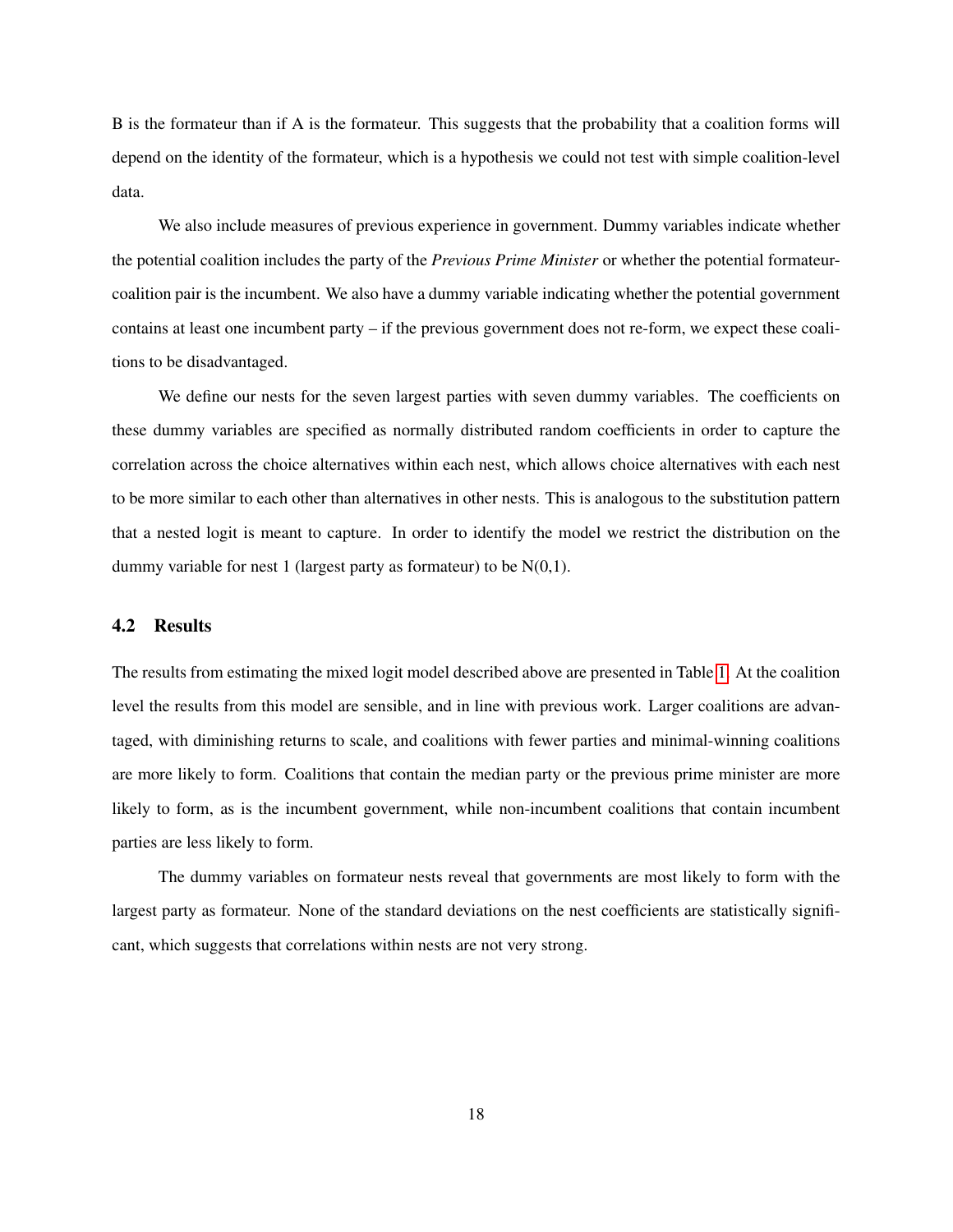B is the formateur than if A is the formateur. This suggests that the probability that a coalition forms will depend on the identity of the formateur, which is a hypothesis we could not test with simple coalition-level data.

We also include measures of previous experience in government. Dummy variables indicate whether the potential coalition includes the party of the *Previous Prime Minister* or whether the potential formateur-coalition pair is the incumbent. We also have a dummy variable indicating whether the potential government contains at least one incumbent party – if the previous government does not re-form, we expect these coalitions to be disadvantaged.

We define our nests for the seven largest parties with seven dummy variables. The coefficients on these dummy variables are specified as normally distributed random coefficients in order to capture the correlation across the choice alternatives within each nest, which allows choice alternatives with each nest to be more similar to each other than alternatives in other nests. This is analogous to the substitution pattern that a nested logit is meant to capture. In order to identify the model we restrict the distribution on the dummy variable for nest 1 (largest party as formateur) to be N(0,1).

### 4.2 Results

The results from estimating the mixed logit model described above are presented in Table 1. At the coalition level the results from this model are sensible, and in line with previous work. Larger coalitions are advantaged, with diminishing returns to scale, and coalitions with fewer parties and minimal-winning coalitions are more likely to form. Coalitions that contain the median party or the previous prime minister are more likely to form, as is the incumbent government, while non-incumbent coalitions that contain incumbent parties are less likely to form.

The dummy variables on formateur nests reveal that governments are most likely to form with the largest party as formateur. None of the standard deviations on the nest coefficients are statistically significant, which suggests that correlations within nests are not very strong.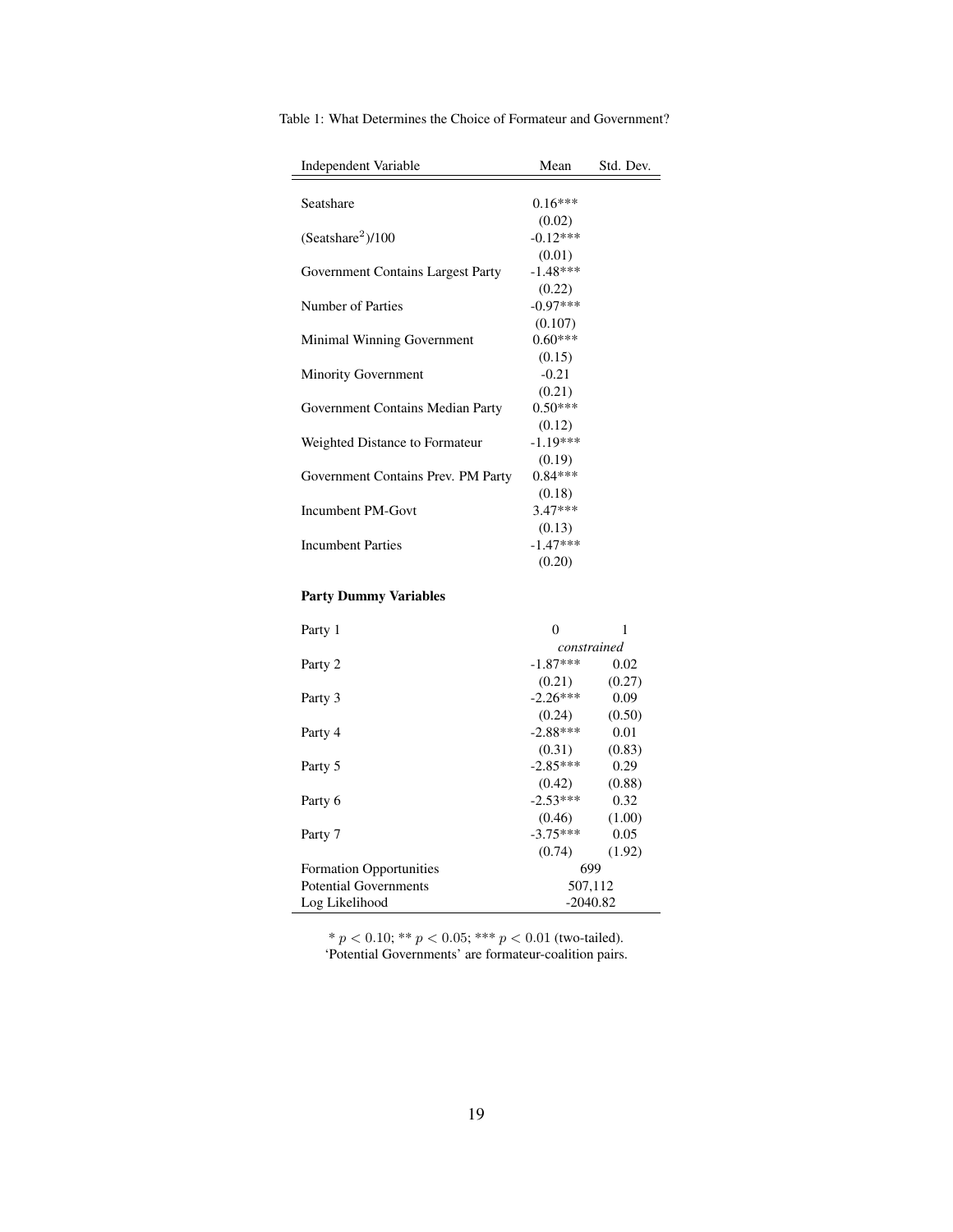Table 1: What Determines the Choice of Formateur and Government?

| Independent Variable | Mean | Std. Dev. |
|---|---|---|
| Seatshare | 0.16*** | |
| | (0.02) | |
| (Seatshare$^2$)/100 | -0.12*** | |
| | (0.01) | |
| Government Contains Largest Party | -1.48*** | |
| | (0.22) | |
| Number of Parties | -0.97*** | |
| | (0.107) | |
| Minimal Winning Government | 0.60*** | |
| | (0.15) | |
| Minority Government | -0.21 | |
| | (0.21) | |
| Government Contains Median Party | 0.50*** | |
| | (0.12) | |
| Weighted Distance to Formateur | -1.19*** | |
| | (0.19) | |
| Government Contains Prev. PM Party | 0.84*** | |
| | (0.18) | |
| Incumbent PM-Govt | 3.47*** | |
| | (0.13) | |
| Incumbent Parties | -1.47*** | |
| | (0.20) | |
| **Party Dummy Variables** | | |
| Party 1 | 0 | 1 |
| | *constrained* | |
| Party 2 | -1.87*** | 0.02 |
| | (0.21) | (0.27) |
| Party 3 | -2.26*** | 0.09 |
| | (0.24) | (0.50) |
| Party 4 | -2.88*** | 0.01 |
| | (0.31) | (0.83) |
| Party 5 | -2.85*** | 0.29 |
| | (0.42) | (0.88) |
| Party 6 | -2.53*** | 0.32 |
| | (0.46) | (1.00) |
| Party 7 | -3.75*** | 0.05 |
| | (0.74) | (1.92) |
| Formation Opportunities | 699 | |
| Potential Governments | 507,112 | |
| Log Likelihood | -2040.82 | |

\* $p < 0.10$; ** $p < 0.05$; *** $p < 0.01$ (two-tailed).
'Potential Governments' are formateur-coalition pairs.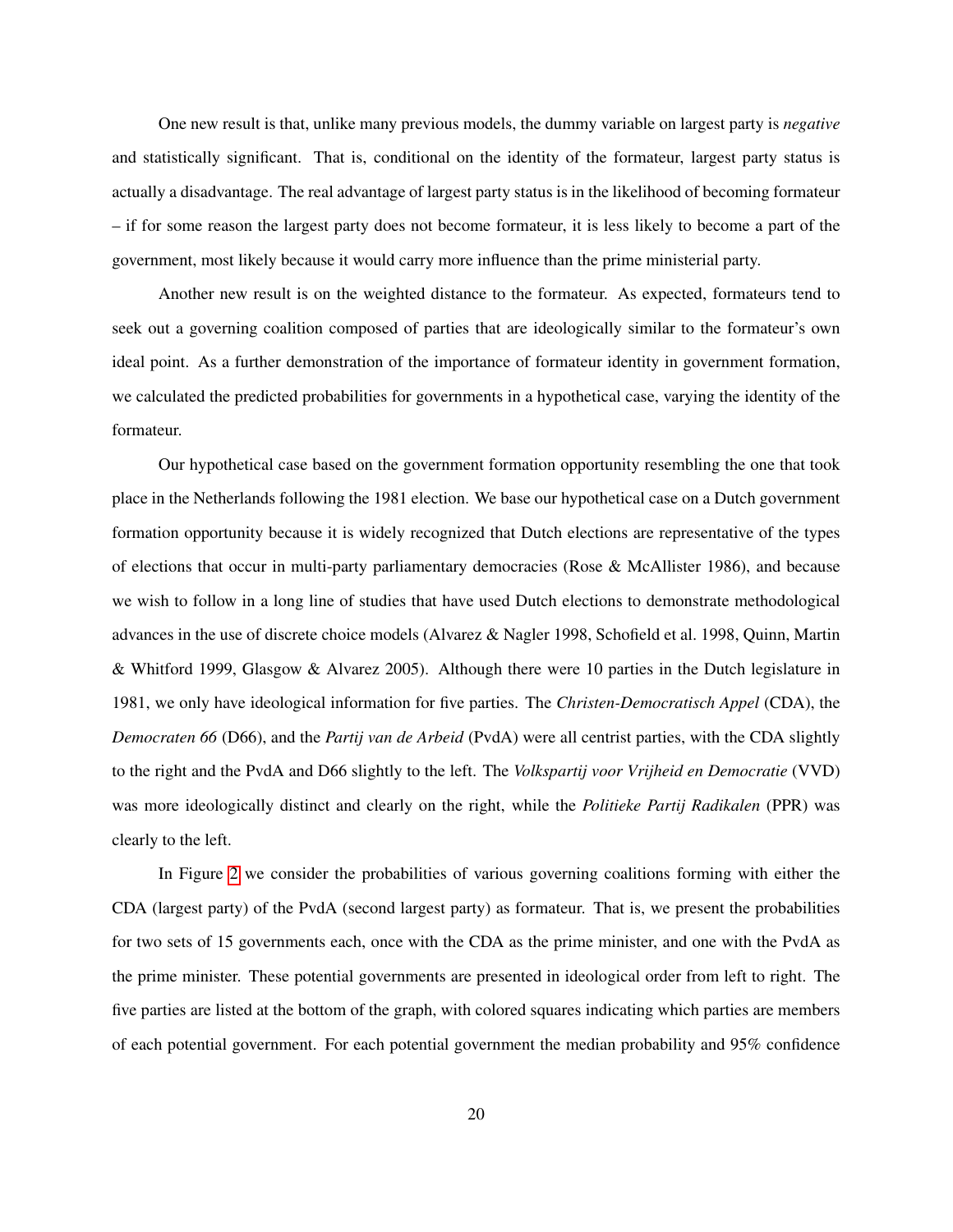One new result is that, unlike many previous models, the dummy variable on largest party is *negative* and statistically significant. That is, conditional on the identity of the formateur, largest party status is actually a disadvantage. The real advantage of largest party status is in the likelihood of becoming formateur – if for some reason the largest party does not become formateur, it is less likely to become a part of the government, most likely because it would carry more influence than the prime ministerial party.

Another new result is on the weighted distance to the formateur. As expected, formateurs tend to seek out a governing coalition composed of parties that are ideologically similar to the formateur's own ideal point. As a further demonstration of the importance of formateur identity in government formation, we calculated the predicted probabilities for governments in a hypothetical case, varying the identity of the formateur.

Our hypothetical case based on the government formation opportunity resembling the one that took place in the Netherlands following the 1981 election. We base our hypothetical case on a Dutch government formation opportunity because it is widely recognized that Dutch elections are representative of the types of elections that occur in multi-party parliamentary democracies (Rose & McAllister 1986), and because we wish to follow in a long line of studies that have used Dutch elections to demonstrate methodological advances in the use of discrete choice models (Alvarez & Nagler 1998, Schofield et al. 1998, Quinn, Martin & Whitford 1999, Glasgow & Alvarez 2005). Although there were 10 parties in the Dutch legislature in 1981, we only have ideological information for five parties. The *Christen-Democratisch Appel* (CDA), the *Democraten 66* (D66), and the *Partij van de Arbeid* (PvdA) were all centrist parties, with the CDA slightly to the right and the PvdA and D66 slightly to the left. The *Volkspartij voor Vrijheid en Democratie* (VVD) was more ideologically distinct and clearly on the right, while the *Politieke Partij Radikalen* (PPR) was clearly to the left.

In Figure 2 we consider the probabilities of various governing coalitions forming with either the CDA (largest party) of the PvdA (second largest party) as formateur. That is, we present the probabilities for two sets of 15 governments each, once with the CDA as the prime minister, and one with the PvdA as the prime minister. These potential governments are presented in ideological order from left to right. The five parties are listed at the bottom of the graph, with colored squares indicating which parties are members of each potential government. For each potential government the median probability and 95% confidence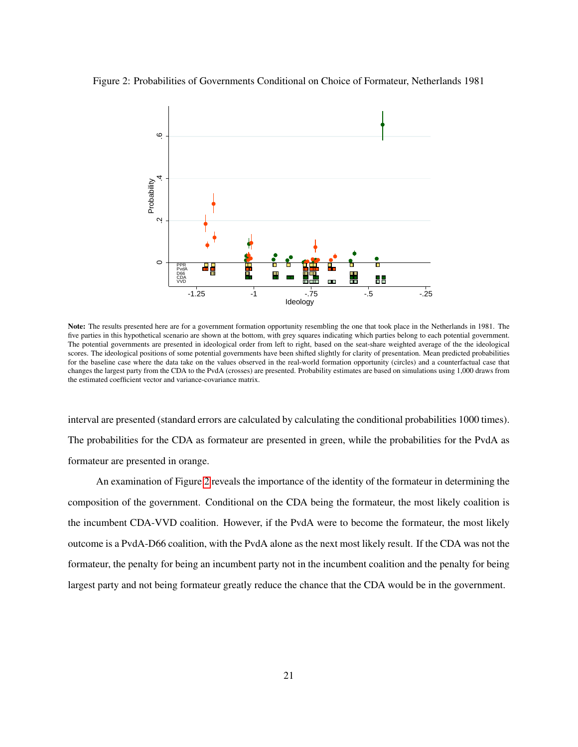Figure 2: Probabilities of Governments Conditional on Choice of Formateur, Netherlands 1981

Probability

0
.2
.4
.6

PPR
PvdA
D66
CDA
VVD

-1.25
-1
-.75
-.5
-.25

Ideology

**Note:** The results presented here are for a government formation opportunity resembling the one that took place in the Netherlands in 1981. The five parties in this hypothetical scenario are shown at the bottom, with grey squares indicating which parties belong to each potential government. The potential governments are presented in ideological order from left to right, based on the seat-share weighted average of the the ideological scores. The ideological positions of some potential governments have been shifted slightly for clarity of presentation. Mean predicted probabilities for the baseline case where the data take on the values observed in the real-world formation opportunity (circles) and a counterfactual case that changes the largest party from the CDA to the PvdA (crosses) are presented. Probability estimates are based on simulations using 1,000 draws from the estimated coefficient vector and variance-covariance matrix.

interval are presented (standard errors are calculated by calculating the conditional probabilities 1000 times). The probabilities for the CDA as formateur are presented in green, while the probabilities for the PvdA as formateur are presented in orange.

An examination of Figure 2 reveals the importance of the identity of the formateur in determining the composition of the government. Conditional on the CDA being the formateur, the most likely coalition is the incumbent CDA-VVD coalition. However, if the PvdA were to become the formateur, the most likely outcome is a PvdA-D66 coalition, with the PvdA alone as the next most likely result. If the CDA was not the formateur, the penalty for being an incumbent party not in the incumbent coalition and the penalty for being largest party and not being formateur greatly reduce the chance that the CDA would be in the government.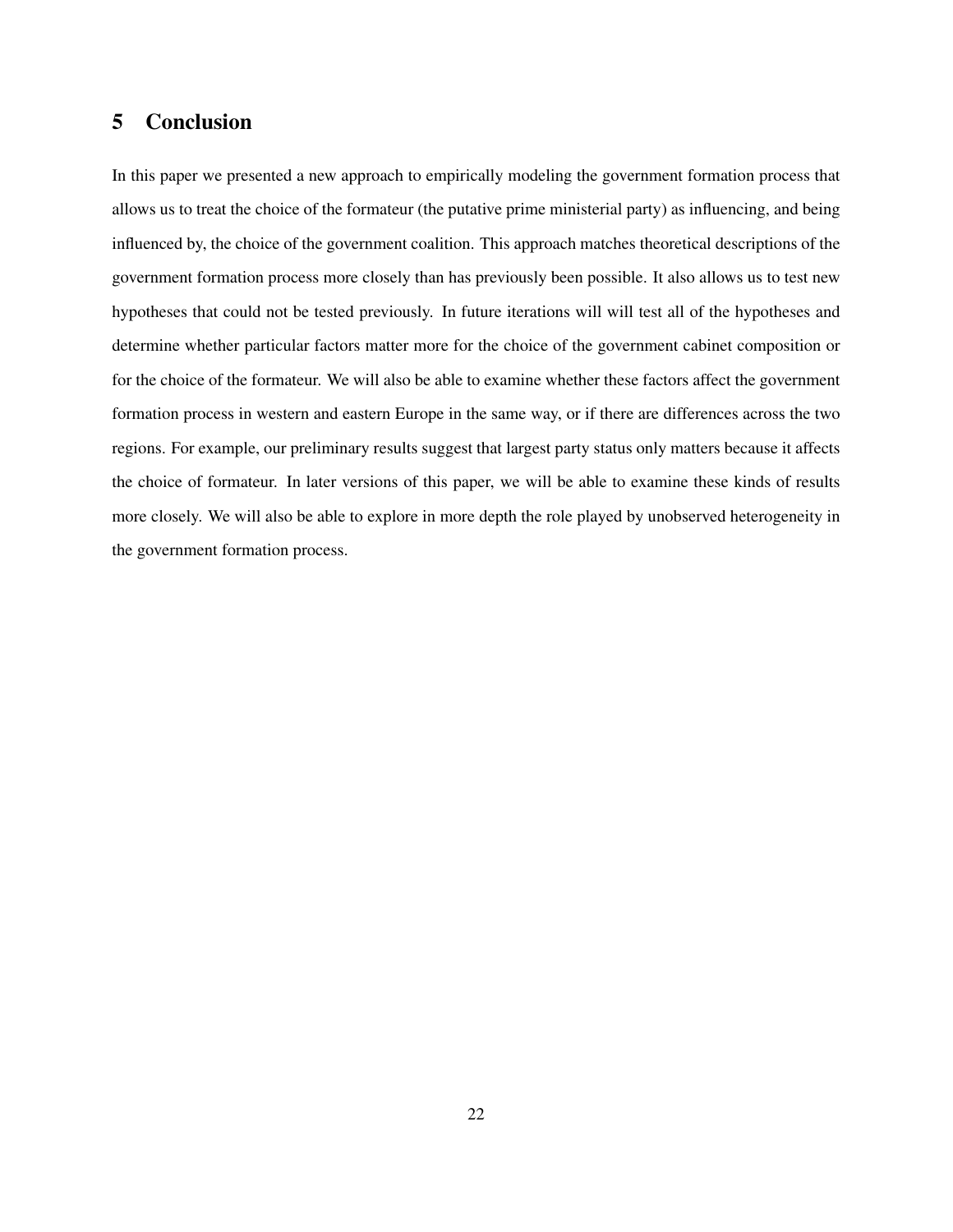## 5 Conclusion

In this paper we presented a new approach to empirically modeling the government formation process that allows us to treat the choice of the formateur (the putative prime ministerial party) as influencing, and being influenced by, the choice of the government coalition. This approach matches theoretical descriptions of the government formation process more closely than has previously been possible. It also allows us to test new hypotheses that could not be tested previously. In future iterations will will test all of the hypotheses and determine whether particular factors matter more for the choice of the government cabinet composition or for the choice of the formateur. We will also be able to examine whether these factors affect the government formation process in western and eastern Europe in the same way, or if there are differences across the two regions. For example, our preliminary results suggest that largest party status only matters because it affects the choice of formateur. In later versions of this paper, we will be able to examine these kinds of results more closely. We will also be able to explore in more depth the role played by unobserved heterogeneity in the government formation process.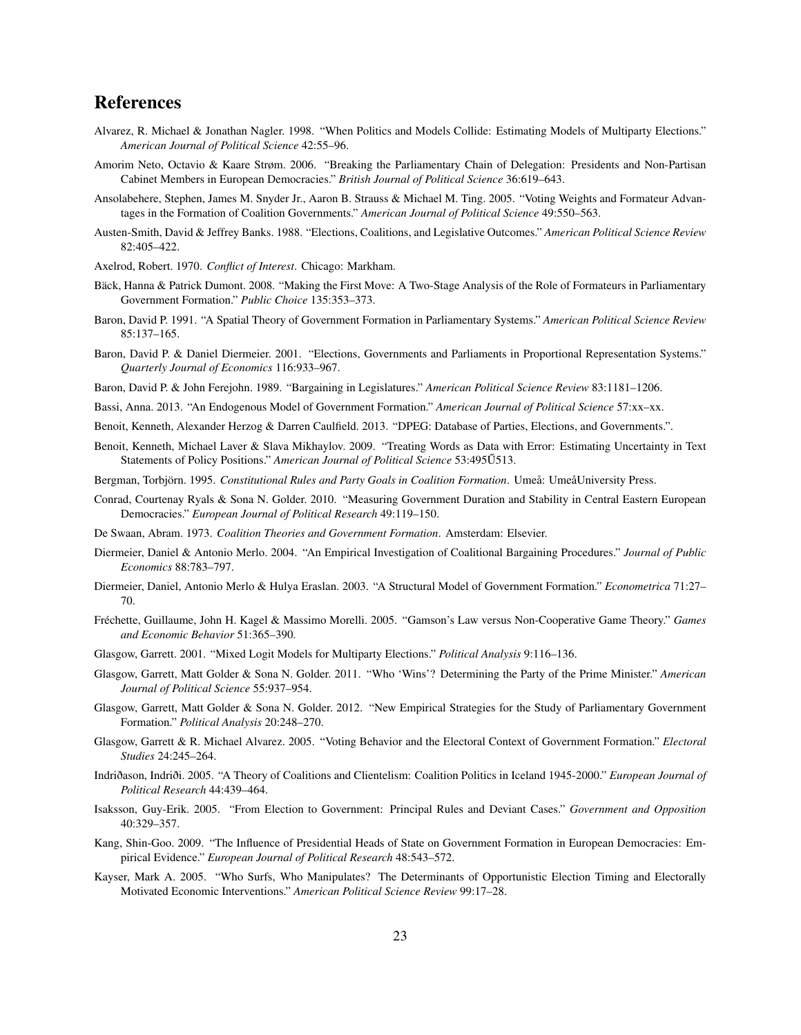# References

Alvarez, R. Michael & Jonathan Nagler. 1998. "When Politics and Models Collide: Estimating Models of Multiparty Elections." *American Journal of Political Science* 42:55–96.

Amorim Neto, Octavio & Kaare Strøm. 2006. "Breaking the Parliamentary Chain of Delegation: Presidents and Non-Partisan Cabinet Members in European Democracies." *British Journal of Political Science* 36:619–643.

Ansolabehere, Stephen, James M. Snyder Jr., Aaron B. Strauss & Michael M. Ting. 2005. "Voting Weights and Formateur Advantages in the Formation of Coalition Governments." *American Journal of Political Science* 49:550–563.

Austen-Smith, David & Jeffrey Banks. 1988. "Elections, Coalitions, and Legislative Outcomes." *American Political Science Review* 82:405–422.

Axelrod, Robert. 1970. *Conflict of Interest*. Chicago: Markham.

Bäck, Hanna & Patrick Dumont. 2008. "Making the First Move: A Two-Stage Analysis of the Role of Formateurs in Parliamentary Government Formation." *Public Choice* 135:353–373.

Baron, David P. 1991. "A Spatial Theory of Government Formation in Parliamentary Systems." *American Political Science Review* 85:137–165.

Baron, David P. & Daniel Diermeier. 2001. "Elections, Governments and Parliaments in Proportional Representation Systems." *Quarterly Journal of Economics* 116:933–967.

Baron, David P. & John Ferejohn. 1989. "Bargaining in Legislatures." *American Political Science Review* 83:1181–1206.

Bassi, Anna. 2013. "An Endogenous Model of Government Formation." *American Journal of Political Science* 57:xx–xx.

Benoit, Kenneth, Alexander Herzog & Darren Caulfield. 2013. "DPEG: Database of Parties, Elections, and Governments.".

Benoit, Kenneth, Michael Laver & Slava Mikhaylov. 2009. "Treating Words as Data with Error: Estimating Uncertainty in Text Statements of Policy Positions." *American Journal of Political Science* 53:495Ű513.

Bergman, Torbjörn. 1995. *Constitutional Rules and Party Goals in Coalition Formation*. Umeå: UmeåUniversity Press.

Conrad, Courtenay Ryals & Sona N. Golder. 2010. "Measuring Government Duration and Stability in Central Eastern European Democracies." *European Journal of Political Research* 49:119–150.

De Swaan, Abram. 1973. *Coalition Theories and Government Formation*. Amsterdam: Elsevier.

Diermeier, Daniel & Antonio Merlo. 2004. "An Empirical Investigation of Coalitional Bargaining Procedures." *Journal of Public Economics* 88:783–797.

Diermeier, Daniel, Antonio Merlo & Hulya Eraslan. 2003. "A Structural Model of Government Formation." *Econometrica* 71:27–70.

Fréchette, Guillaume, John H. Kagel & Massimo Morelli. 2005. "Gamson's Law versus Non-Cooperative Game Theory." *Games and Economic Behavior* 51:365–390.

Glasgow, Garrett. 2001. "Mixed Logit Models for Multiparty Elections." *Political Analysis* 9:116–136.

Glasgow, Garrett, Matt Golder & Sona N. Golder. 2011. "Who 'Wins'? Determining the Party of the Prime Minister." *American Journal of Political Science* 55:937–954.

Glasgow, Garrett, Matt Golder & Sona N. Golder. 2012. "New Empirical Strategies for the Study of Parliamentary Government Formation." *Political Analysis* 20:248–270.

Glasgow, Garrett & R. Michael Alvarez. 2005. "Voting Behavior and the Electoral Context of Government Formation." *Electoral Studies* 24:245–264.

Indriðason, Indriði. 2005. "A Theory of Coalitions and Clientelism: Coalition Politics in Iceland 1945-2000." *European Journal of Political Research* 44:439–464.

Isaksson, Guy-Erik. 2005. "From Election to Government: Principal Rules and Deviant Cases." *Government and Opposition* 40:329–357.

Kang, Shin-Goo. 2009. "The Influence of Presidential Heads of State on Government Formation in European Democracies: Empirical Evidence." *European Journal of Political Research* 48:543–572.

Kayser, Mark A. 2005. "Who Surfs, Who Manipulates? The Determinants of Opportunistic Election Timing and Electorally Motivated Economic Interventions." *American Political Science Review* 99:17–28.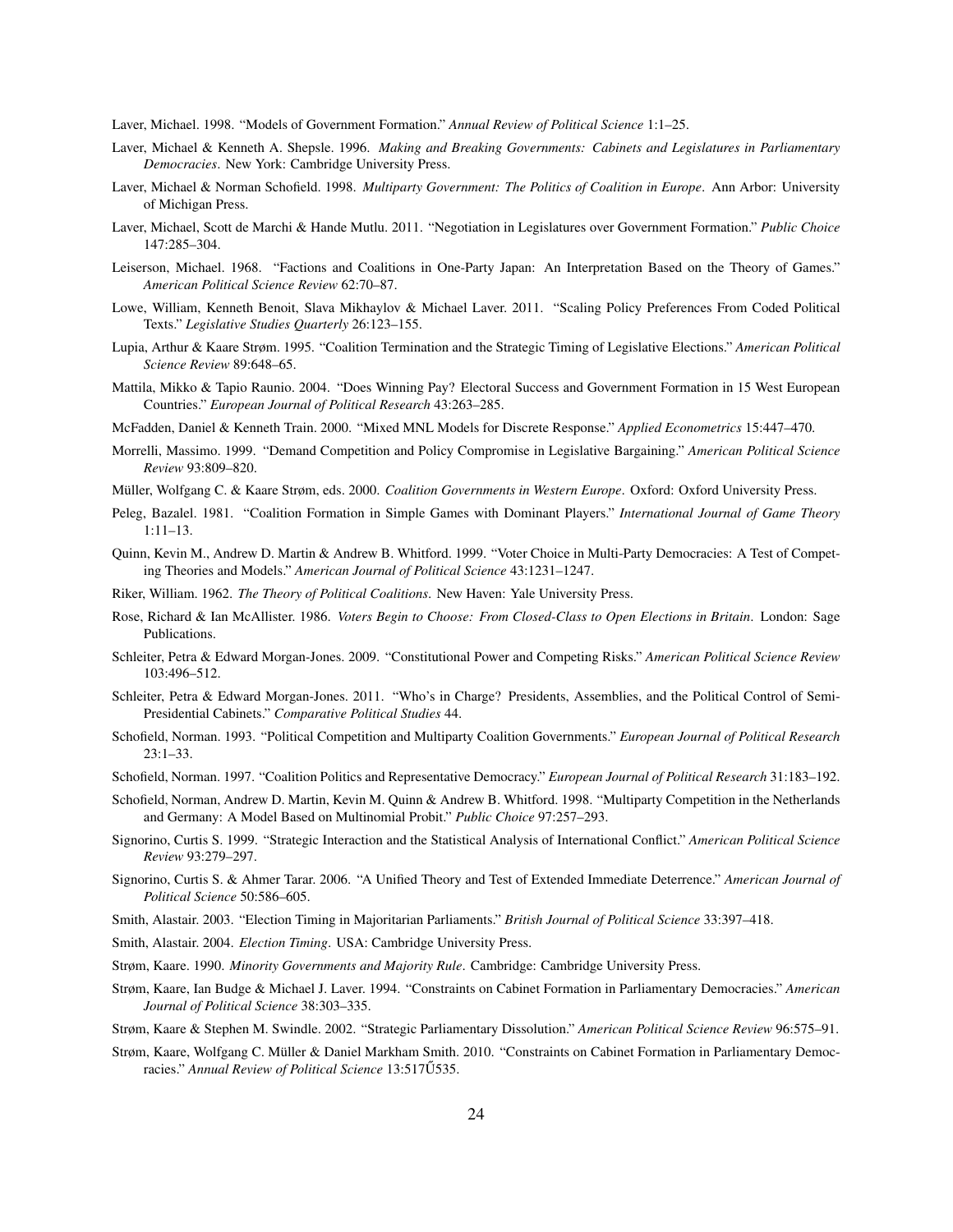Laver, Michael. 1998. "Models of Government Formation." *Annual Review of Political Science* 1:1–25.

Laver, Michael & Kenneth A. Shepsle. 1996. *Making and Breaking Governments: Cabinets and Legislatures in Parliamentary Democracies*. New York: Cambridge University Press.

Laver, Michael & Norman Schofield. 1998. *Multiparty Government: The Politics of Coalition in Europe*. Ann Arbor: University of Michigan Press.

Laver, Michael, Scott de Marchi & Hande Mutlu. 2011. "Negotiation in Legislatures over Government Formation." *Public Choice* 147:285–304.

Leiserson, Michael. 1968. "Factions and Coalitions in One-Party Japan: An Interpretation Based on the Theory of Games." *American Political Science Review* 62:70–87.

Lowe, William, Kenneth Benoit, Slava Mikhaylov & Michael Laver. 2011. "Scaling Policy Preferences From Coded Political Texts." *Legislative Studies Quarterly* 26:123–155.

Lupia, Arthur & Kaare Strøm. 1995. "Coalition Termination and the Strategic Timing of Legislative Elections." *American Political Science Review* 89:648–65.

Mattila, Mikko & Tapio Raunio. 2004. "Does Winning Pay? Electoral Success and Government Formation in 15 West European Countries." *European Journal of Political Research* 43:263–285.

McFadden, Daniel & Kenneth Train. 2000. "Mixed MNL Models for Discrete Response." *Applied Econometrics* 15:447–470.

Morrelli, Massimo. 1999. "Demand Competition and Policy Compromise in Legislative Bargaining." *American Political Science Review* 93:809–820.

Müller, Wolfgang C. & Kaare Strøm, eds. 2000. *Coalition Governments in Western Europe*. Oxford: Oxford University Press.

Peleg, Bazalel. 1981. "Coalition Formation in Simple Games with Dominant Players." *International Journal of Game Theory* 1:11–13.

Quinn, Kevin M., Andrew D. Martin & Andrew B. Whitford. 1999. "Voter Choice in Multi-Party Democracies: A Test of Competing Theories and Models." *American Journal of Political Science* 43:1231–1247.

Riker, William. 1962. *The Theory of Political Coalitions*. New Haven: Yale University Press.

Rose, Richard & Ian McAllister. 1986. *Voters Begin to Choose: From Closed-Class to Open Elections in Britain*. London: Sage Publications.

Schleiter, Petra & Edward Morgan-Jones. 2009. "Constitutional Power and Competing Risks." *American Political Science Review* 103:496–512.

Schleiter, Petra & Edward Morgan-Jones. 2011. "Who's in Charge? Presidents, Assemblies, and the Political Control of Semi-Presidential Cabinets." *Comparative Political Studies* 44.

Schofield, Norman. 1993. "Political Competition and Multiparty Coalition Governments." *European Journal of Political Research* 23:1–33.

Schofield, Norman. 1997. "Coalition Politics and Representative Democracy." *European Journal of Political Research* 31:183–192.

Schofield, Norman, Andrew D. Martin, Kevin M. Quinn & Andrew B. Whitford. 1998. "Multiparty Competition in the Netherlands and Germany: A Model Based on Multinomial Probit." *Public Choice* 97:257–293.

Signorino, Curtis S. 1999. "Strategic Interaction and the Statistical Analysis of International Conflict." *American Political Science Review* 93:279–297.

Signorino, Curtis S. & Ahmer Tarar. 2006. "A Unified Theory and Test of Extended Immediate Deterrence." *American Journal of Political Science* 50:586–605.

Smith, Alastair. 2003. "Election Timing in Majoritarian Parliaments." *British Journal of Political Science* 33:397–418.

Smith, Alastair. 2004. *Election Timing*. USA: Cambridge University Press.

Strøm, Kaare. 1990. *Minority Governments and Majority Rule*. Cambridge: Cambridge University Press.

Strøm, Kaare, Ian Budge & Michael J. Laver. 1994. "Constraints on Cabinet Formation in Parliamentary Democracies." *American Journal of Political Science* 38:303–335.

Strøm, Kaare & Stephen M. Swindle. 2002. "Strategic Parliamentary Dissolution." *American Political Science Review* 96:575–91.

Strøm, Kaare, Wolfgang C. Müller & Daniel Markham Smith. 2010. "Constraints on Cabinet Formation in Parliamentary Democracies." *Annual Review of Political Science* 13:517Ű535.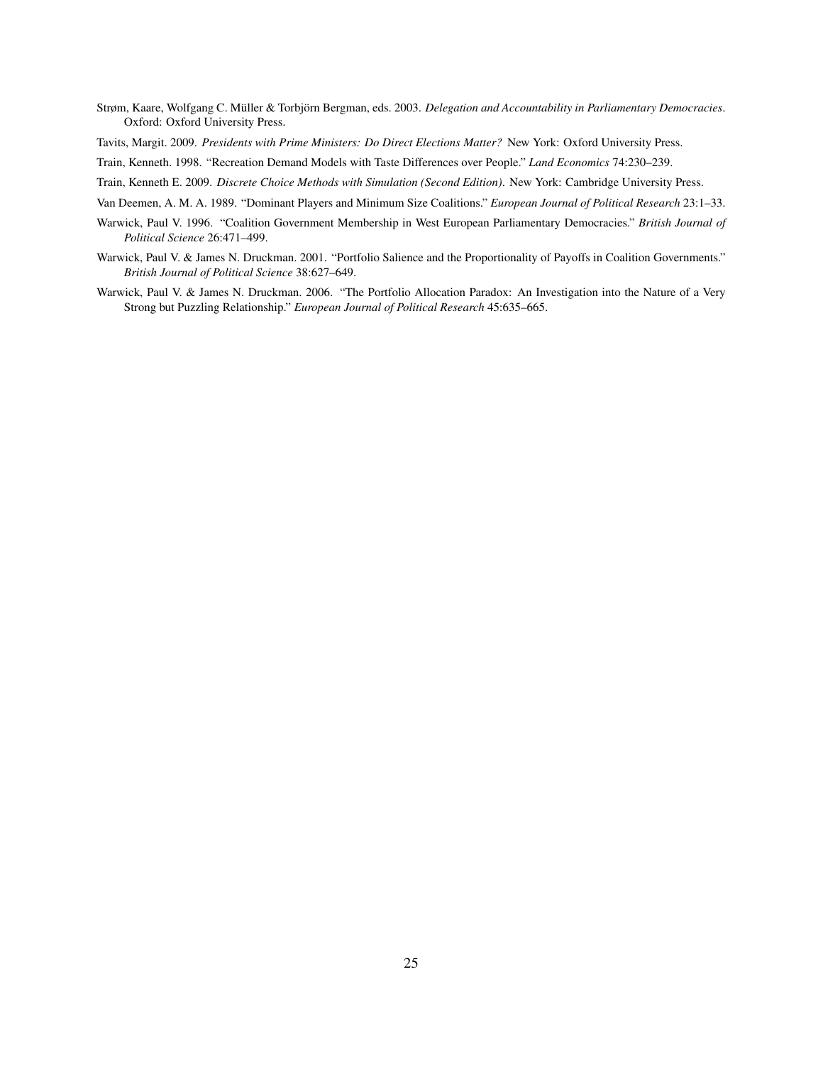Strøm, Kaare, Wolfgang C. Müller & Torbjörn Bergman, eds. 2003. *Delegation and Accountability in Parliamentary Democracies*. Oxford: Oxford University Press.

Tavits, Margit. 2009. *Presidents with Prime Ministers: Do Direct Elections Matter?* New York: Oxford University Press.

Train, Kenneth. 1998. "Recreation Demand Models with Taste Differences over People." *Land Economics* 74:230–239.

Train, Kenneth E. 2009. *Discrete Choice Methods with Simulation (Second Edition)*. New York: Cambridge University Press.

Van Deemen, A. M. A. 1989. "Dominant Players and Minimum Size Coalitions." *European Journal of Political Research* 23:1–33.

Warwick, Paul V. 1996. "Coalition Government Membership in West European Parliamentary Democracies." *British Journal of Political Science* 26:471–499.

Warwick, Paul V. & James N. Druckman. 2001. "Portfolio Salience and the Proportionality of Payoffs in Coalition Governments." *British Journal of Political Science* 38:627–649.

Warwick, Paul V. & James N. Druckman. 2006. "The Portfolio Allocation Paradox: An Investigation into the Nature of a Very Strong but Puzzling Relationship." *European Journal of Political Research* 45:635–665.